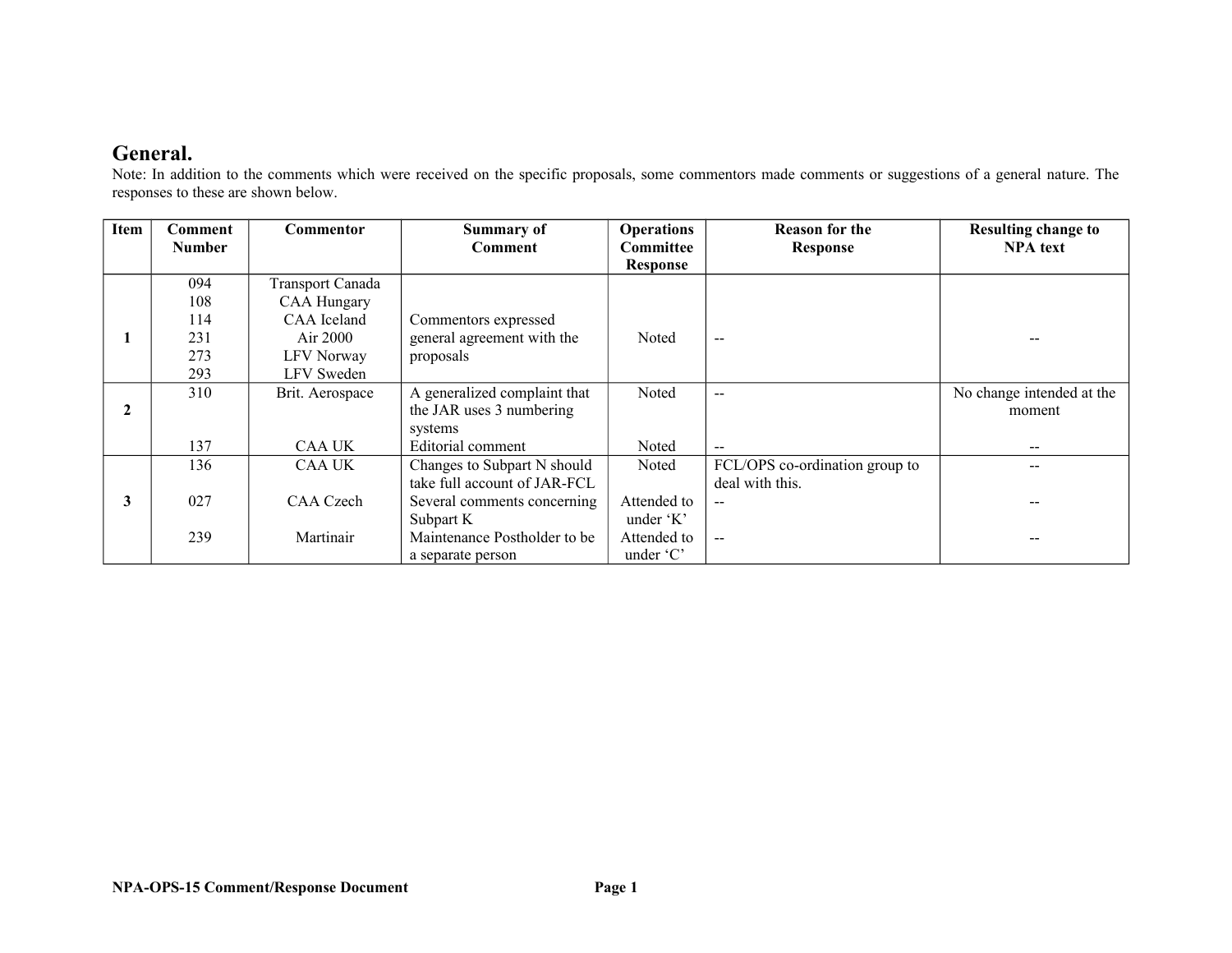# General.

Note: In addition to the comments which were received on the specific proposals, some commentors made comments or suggestions of a general nature. The responses to these are shown below.

| Item | Comment Number | Commentor | Summary of Comment | Operations Committee Response | Reason for the Response | Resulting change to NPA text |
|---|---|---|---|---|---|---|
| 1 | 094<br>108<br>114<br>231<br>273<br>293 | Transport Canada<br>CAA Hungary<br>CAA Iceland<br>Air 2000<br>LFV Norway<br>LFV Sweden | Commentors expressed general agreement with the proposals | Noted | -- | -- |
| 2 | 310 | Brit. Aerospace | A generalized complaint that the JAR uses 3 numbering systems | Noted | -- | No change intended at the moment |
| | 137 | CAA UK | Editorial comment | Noted | -- | -- |
| 3 | 136 | CAA UK | Changes to Subpart N should take full account of JAR-FCL | Noted | FCL/OPS co-ordination group to deal with this. | -- |
| | 027 | CAA Czech | Several comments concerning Subpart K | Attended to under 'K' | -- | -- |
| | 239 | Martinair | Maintenance Postholder to be a separate person | Attended to under 'C' | -- | -- |

NPA-OPS-15 Comment/Response Document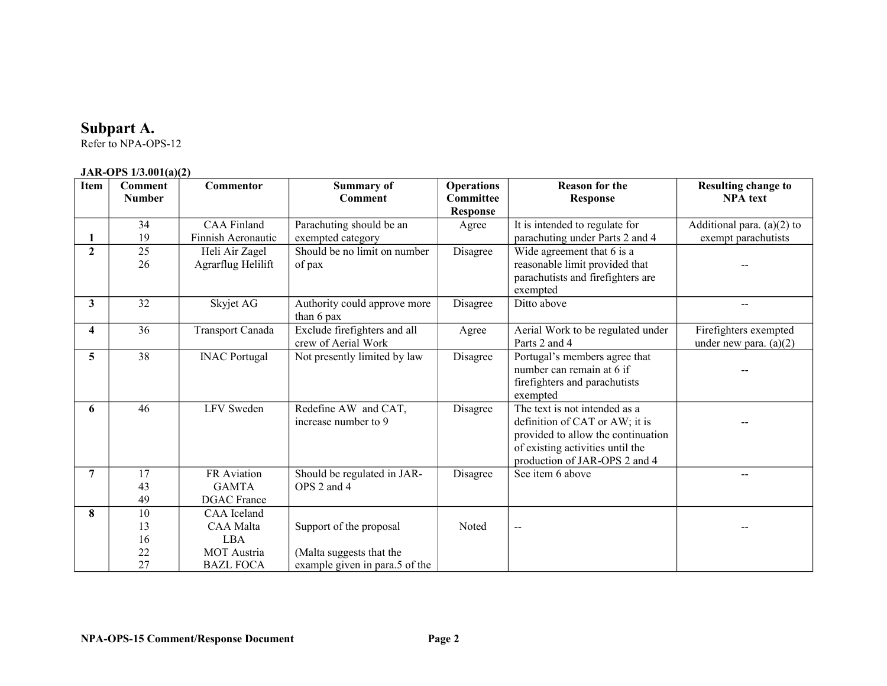## Subpart A.

Refer to NPA-OPS-12

**JAR-OPS 1/3.001(a)(2)**

| Item | Comment Number | Commentor | Summary of Comment | Operations Committee Response | Reason for the Response | Resulting change to NPA text |
|---|---|---|---|---|---|---|
| **1** | 34<br>19 | CAA Finland<br>Finnish Aeronautic | Parachuting should be an exempted category | Agree | It is intended to regulate for parachuting under Parts 2 and 4 | Additional para. (a)(2) to exempt parachutists |
| **2** | 25<br>26 | Heli Air Zagel<br>Agrarflug Helilift | Should be no limit on number of pax | Disagree | Wide agreement that 6 is a reasonable limit provided that parachutists and firefighters are exempted | -- |
| **3** | 32 | Skyjet AG | Authority could approve more than 6 pax | Disagree | Ditto above | -- |
| **4** | 36 | Transport Canada | Exclude firefighters and all crew of Aerial Work | Agree | Aerial Work to be regulated under Parts 2 and 4 | Firefighters exempted under new para. (a)(2) |
| **5** | 38 | INAC Portugal | Not presently limited by law | Disagree | Portugal's members agree that number can remain at 6 if firefighters and parachutists exempted | -- |
| **6** | 46 | LFV Sweden | Redefine AW and CAT, increase number to 9 | Disagree | The text is not intended as a definition of CAT or AW; it is provided to allow the continuation of existing activities until the production of JAR-OPS 2 and 4 | -- |
| **7** | 17<br>43<br>49 | FR Aviation<br>GAMTA<br>DGAC France | Should be regulated in JAR-OPS 2 and 4 | Disagree | See item 6 above | -- |
| **8** | 10<br>13<br>16<br>22<br>27 | CAA Iceland<br>CAA Malta<br>LBA<br>MOT Austria<br>BAZL FOCA | Support of the proposal<br><br>(Malta suggests that the example given in para.5 of the | Noted | -- | -- |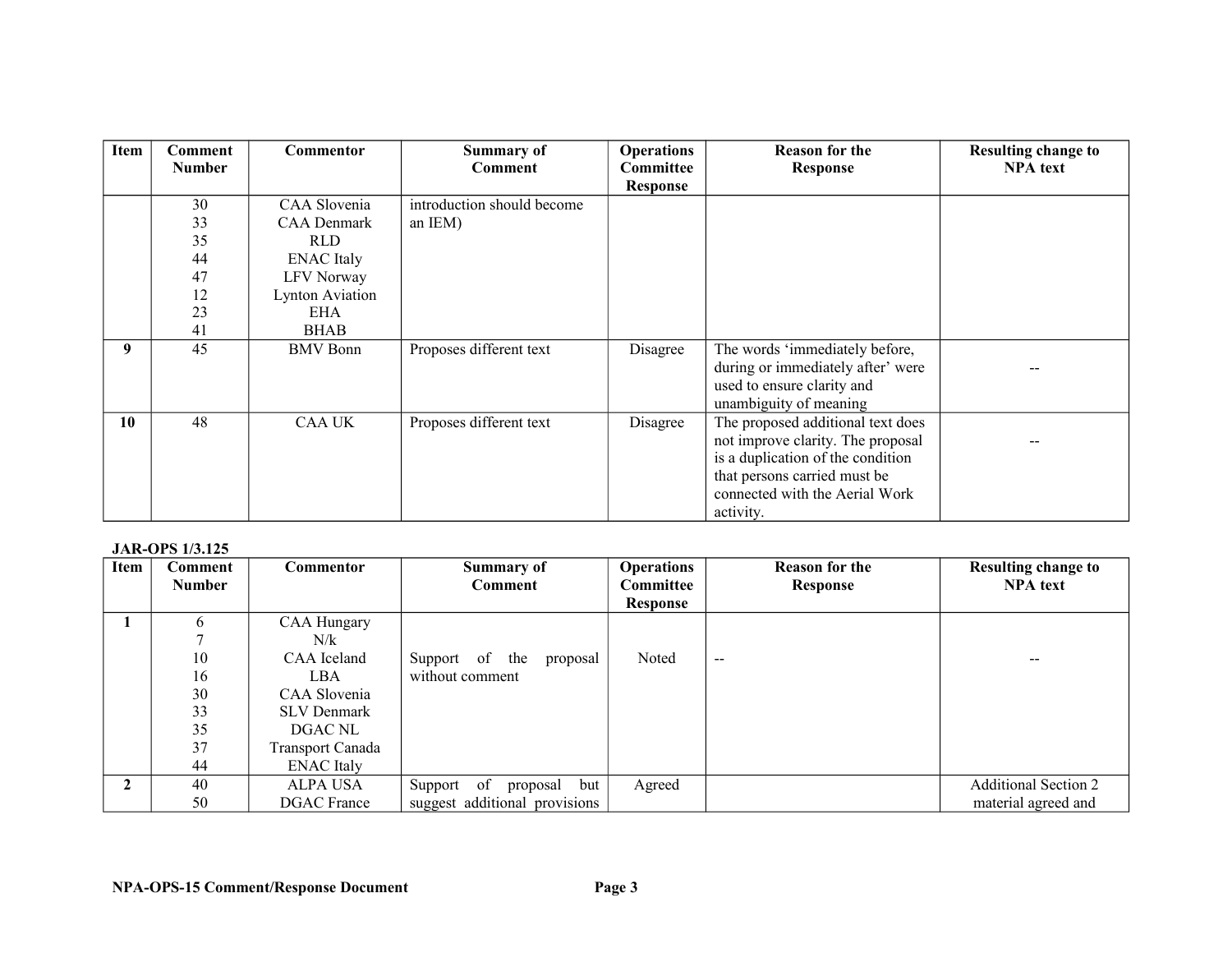| Item | Comment Number | Commentor | Summary of Comment | Operations Committee Response | Reason for the Response | Resulting change to NPA text |
|---|---|---|---|---|---|---|
| | 30<br>33<br>35<br>44<br>47<br>12<br>23<br>41 | CAA Slovenia<br>CAA Denmark<br>RLD<br>ENAC Italy<br>LFV Norway<br>Lynton Aviation<br>EHA<br>BHAB | introduction should become an IEM) | | | |
| **9** | 45 | BMV Bonn | Proposes different text | Disagree | The words 'immediately before, during or immediately after' were used to ensure clarity and unambiguity of meaning | -- |
| **10** | 48 | CAA UK | Proposes different text | Disagree | The proposed additional text does not improve clarity. The proposal is a duplication of the condition that persons carried must be connected with the Aerial Work activity. | -- |

**JAR-OPS 1/3.125**

| Item | Comment Number | Commentor | Summary of Comment | Operations Committee Response | Reason for the Response | Resulting change to NPA text |
|---|---|---|---|---|---|---|
| **1** | 6<br>7<br>10<br>16<br>30<br>33<br>35<br>37<br>44 | CAA Hungary<br>N/k<br>CAA Iceland<br>LBA<br>CAA Slovenia<br>SLV Denmark<br>DGAC NL<br>Transport Canada<br>ENAC Italy | Support of the proposal without comment | Noted | -- | -- |
| **2** | 40<br>50 | ALPA USA<br>DGAC France | Support of proposal but suggest additional provisions | Agreed | | Additional Section 2 material agreed and |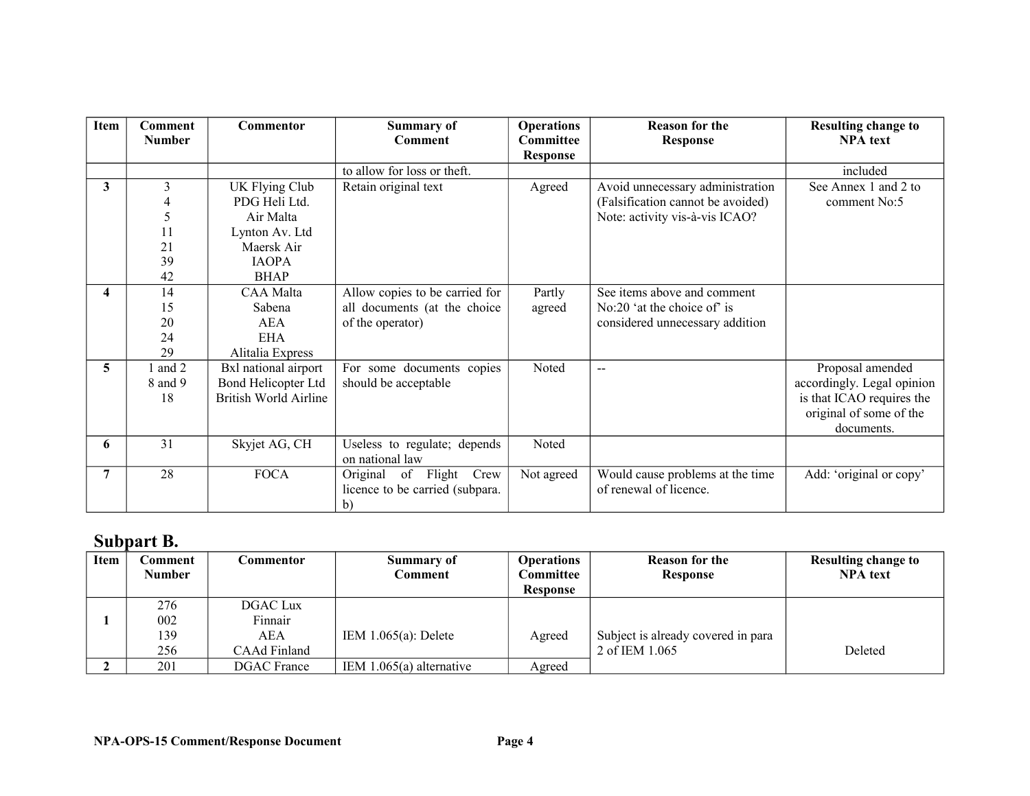| Item | Comment Number | Commentor | Summary of Comment | Operations Committee Response | Reason for the Response | Resulting change to NPA text |
|---|---|---|---|---|---|---|
| | | | to allow for loss or theft. | | | included |
| **3** | 3<br>4<br>5<br>11<br>21<br>39<br>42 | UK Flying Club<br>PDG Heli Ltd.<br>Air Malta<br>Lynton Av. Ltd<br>Maersk Air<br>IAOPA<br>BHAP | Retain original text | Agreed | Avoid unnecessary administration (Falsification cannot be avoided)<br>Note: activity vis-à-vis ICAO? | See Annex 1 and 2 to comment No:5 |
| **4** | 14<br>15<br>20<br>24<br>29 | CAA Malta<br>Sabena<br>AEA<br>EHA<br>Alitalia Express | Allow copies to be carried for all documents (at the choice of the operator) | Partly agreed | See items above and comment No:20 'at the choice of' is considered unnecessary addition | |
| **5** | 1 and 2<br>8 and 9<br>18 | Bxl national airport<br>Bond Helicopter Ltd<br>British World Airline | For some documents copies should be acceptable | Noted | -- | Proposal amended accordingly. Legal opinion is that ICAO requires the original of some of the documents. |
| **6** | 31 | Skyjet AG, CH | Useless to regulate; depends on national law | Noted | | |
| **7** | 28 | FOCA | Original of Flight Crew licence to be carried (subpara. b) | Not agreed | Would cause problems at the time of renewal of licence. | Add: 'original or copy' |

## Subpart B.

| Item | Comment Number | Commentor | Summary of Comment | Operations Committee Response | Reason for the Response | Resulting change to NPA text |
|---|---|---|---|---|---|---|
| **1** | 276<br>002<br>139<br>256 | DGAC Lux<br>Finnair<br>AEA<br>CAAd Finland | IEM 1.065(a): Delete | Agreed | Subject is already covered in para 2 of IEM 1.065 | Deleted |
| **2** | 201 | DGAC France | IEM 1.065(a) alternative | Agreed | | |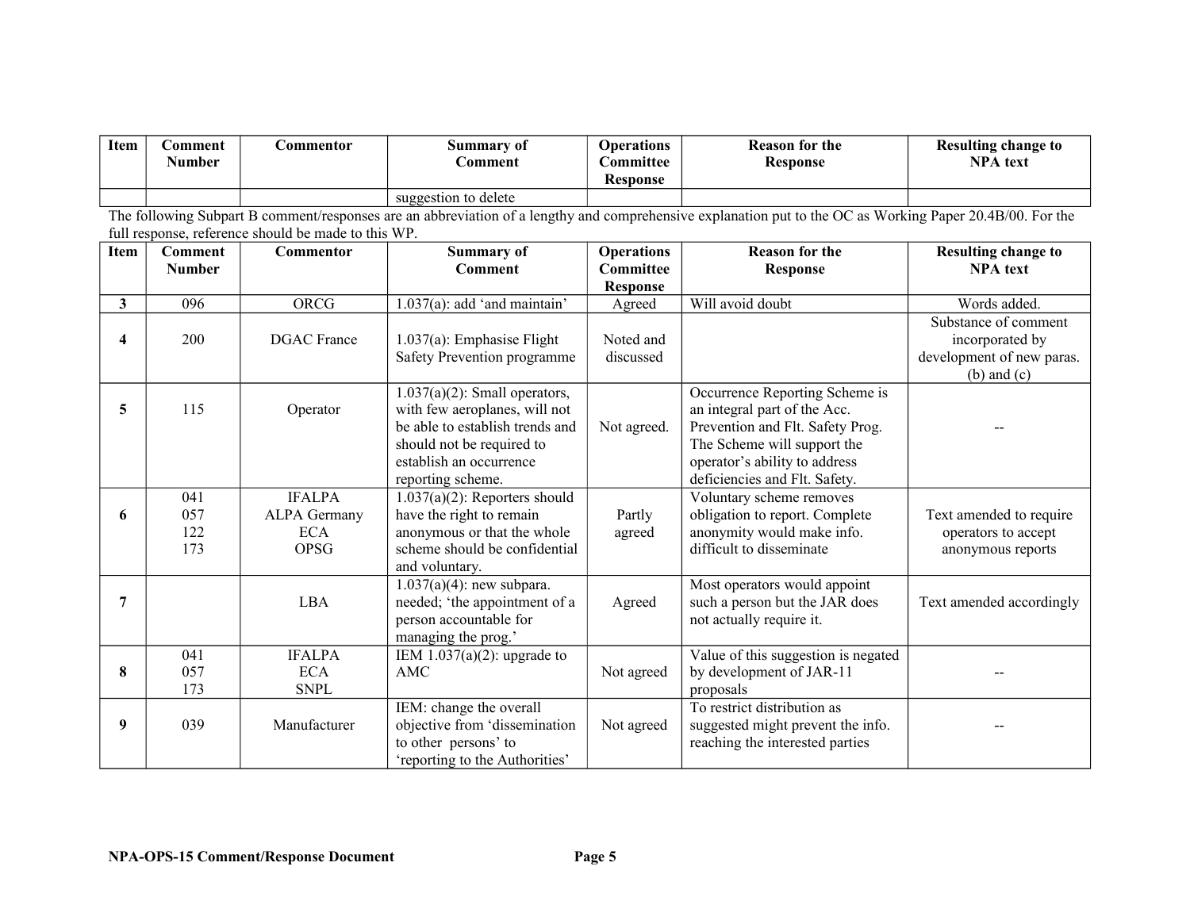| Item | Comment Number | Commentor | Summary of Comment | Operations Committee Response | Reason for the Response | Resulting change to NPA text |
|---|---|---|---|---|---|---|
| | | | suggestion to delete | | | |

The following Subpart B comment/responses are an abbreviation of a lengthy and comprehensive explanation put to the OC as Working Paper 20.4B/00. For the full response, reference should be made to this WP.

| Item | Comment Number | Commentor | Summary of Comment | Operations Committee Response | Reason for the Response | Resulting change to NPA text |
|---|---|---|---|---|---|---|
| **3** | 096 | ORCG | 1.037(a): add 'and maintain' | Agreed | Will avoid doubt | Words added. |
| **4** | 200 | DGAC France | 1.037(a): Emphasise Flight Safety Prevention programme | Noted and discussed | | Substance of comment incorporated by development of new paras. (b) and (c) |
| **5** | 115 | Operator | 1.037(a)(2): Small operators, with few aeroplanes, will not be able to establish trends and should not be required to establish an occurrence reporting scheme. | Not agreed. | Occurrence Reporting Scheme is an integral part of the Acc. Prevention and Flt. Safety Prog. The Scheme will support the operator's ability to address deficiencies and Flt. Safety. | -- |
| **6** | 041<br>057<br>122<br>173 | IFALPA<br>ALPA Germany<br>ECA<br>OPSG | 1.037(a)(2): Reporters should have the right to remain anonymous or that the whole scheme should be confidential and voluntary. | Partly agreed | Voluntary scheme removes obligation to report. Complete anonymity would make info. difficult to disseminate | Text amended to require operators to accept anonymous reports |
| **7** | | LBA | 1.037(a)(4): new subpara. needed; 'the appointment of a person accountable for managing the prog.' | Agreed | Most operators would appoint such a person but the JAR does not actually require it. | Text amended accordingly |
| **8** | 041<br>057<br>173 | IFALPA<br>ECA<br>SNPL | IEM 1.037(a)(2): upgrade to AMC | Not agreed | Value of this suggestion is negated by development of JAR-11 proposals | -- |
| **9** | 039 | Manufacturer | IEM: change the overall objective from 'dissemination to other persons' to 'reporting to the Authorities' | Not agreed | To restrict distribution as suggested might prevent the info. reaching the interested parties | -- |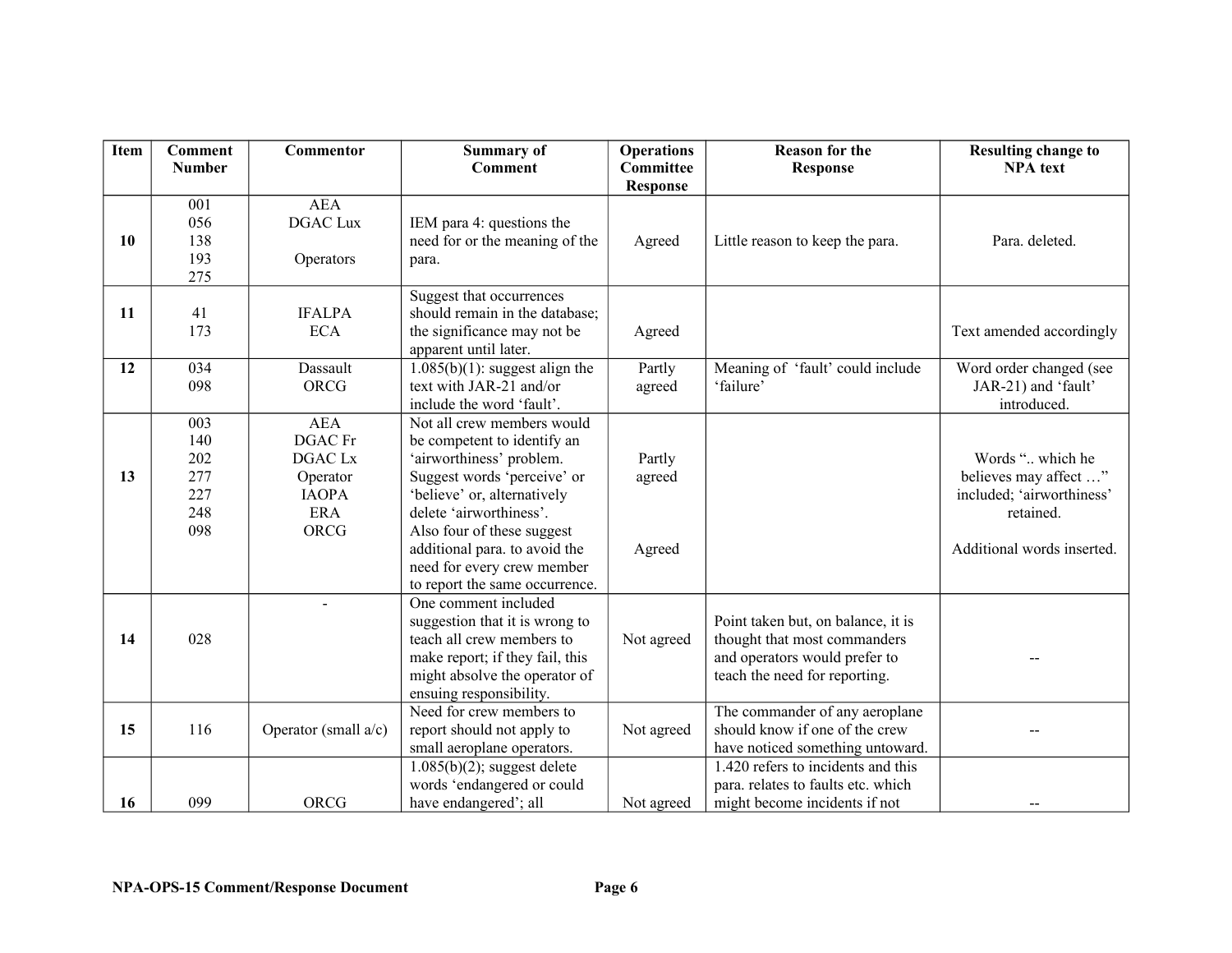| Item | Comment Number | Commentor | Summary of Comment | Operations Committee Response | Reason for the Response | Resulting change to NPA text |
|---|---|---|---|---|---|---|
| **10** | 001<br>056<br>138<br>193<br>275 | AEA<br>DGAC Lux<br><br>Operators | IEM para 4: questions the need for or the meaning of the para. | Agreed | Little reason to keep the para. | Para. deleted. |
| **11** | 41<br>173 | IFALPA<br>ECA | Suggest that occurrences should remain in the database; the significance may not be apparent until later. | Agreed | | Text amended accordingly |
| **12** | 034<br>098 | Dassault<br>ORCG | 1.085(b)(1): suggest align the text with JAR-21 and/or include the word 'fault'. | Partly agreed | Meaning of 'fault' could include 'failure' | Word order changed (see JAR-21) and 'fault' introduced. |
| **13** | 003<br>140<br>202<br>277<br>227<br>248<br>098 | AEA<br>DGAC Fr<br>DGAC Lx<br>Operator<br>IAOPA<br>ERA<br>ORCG | Not all crew members would be competent to identify an 'airworthiness' problem. Suggest words 'perceive' or 'believe' or, alternatively delete 'airworthiness'.<br>Also four of these suggest additional para. to avoid the need for every crew member to report the same occurrence. | Partly agreed<br><br><br>Agreed | | Words ".. which he believes may affect …" included; 'airworthiness' retained.<br><br>Additional words inserted. |
| **14** | 028 | - | One comment included suggestion that it is wrong to teach all crew members to make report; if they fail, this might absolve the operator of ensuing responsibility. | Not agreed | Point taken but, on balance, it is thought that most commanders and operators would prefer to teach the need for reporting. | -- |
| **15** | 116 | Operator (small a/c) | Need for crew members to report should not apply to small aeroplane operators. | Not agreed | The commander of any aeroplane should know if one of the crew have noticed something untoward. | -- |
| **16** | 099 | ORCG | 1.085(b)(2); suggest delete words 'endangered or could have endangered'; all | Not agreed | 1.420 refers to incidents and this para. relates to faults etc. which might become incidents if not | -- |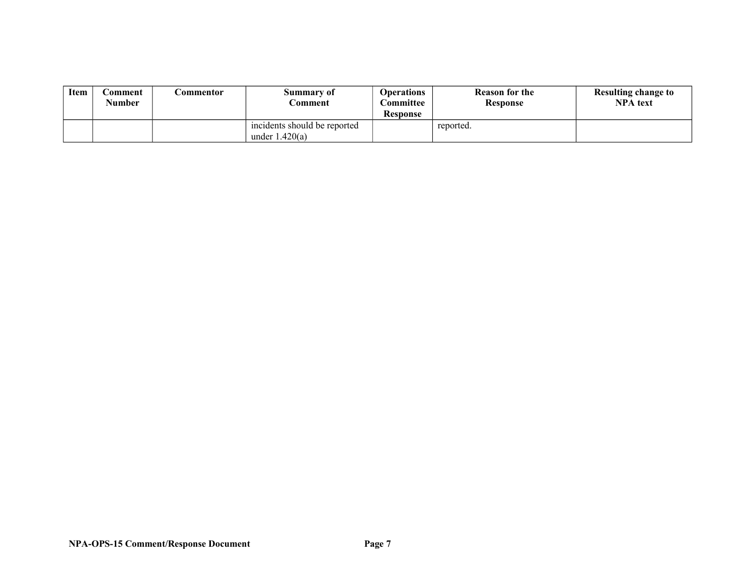| Item | Comment Number | Commentor | Summary of Comment | Operations Committee Response | Reason for the Response | Resulting change to NPA text |
|---|---|---|---|---|---|---|
| | | | incidents should be reported under 1.420(a) | | reported. | |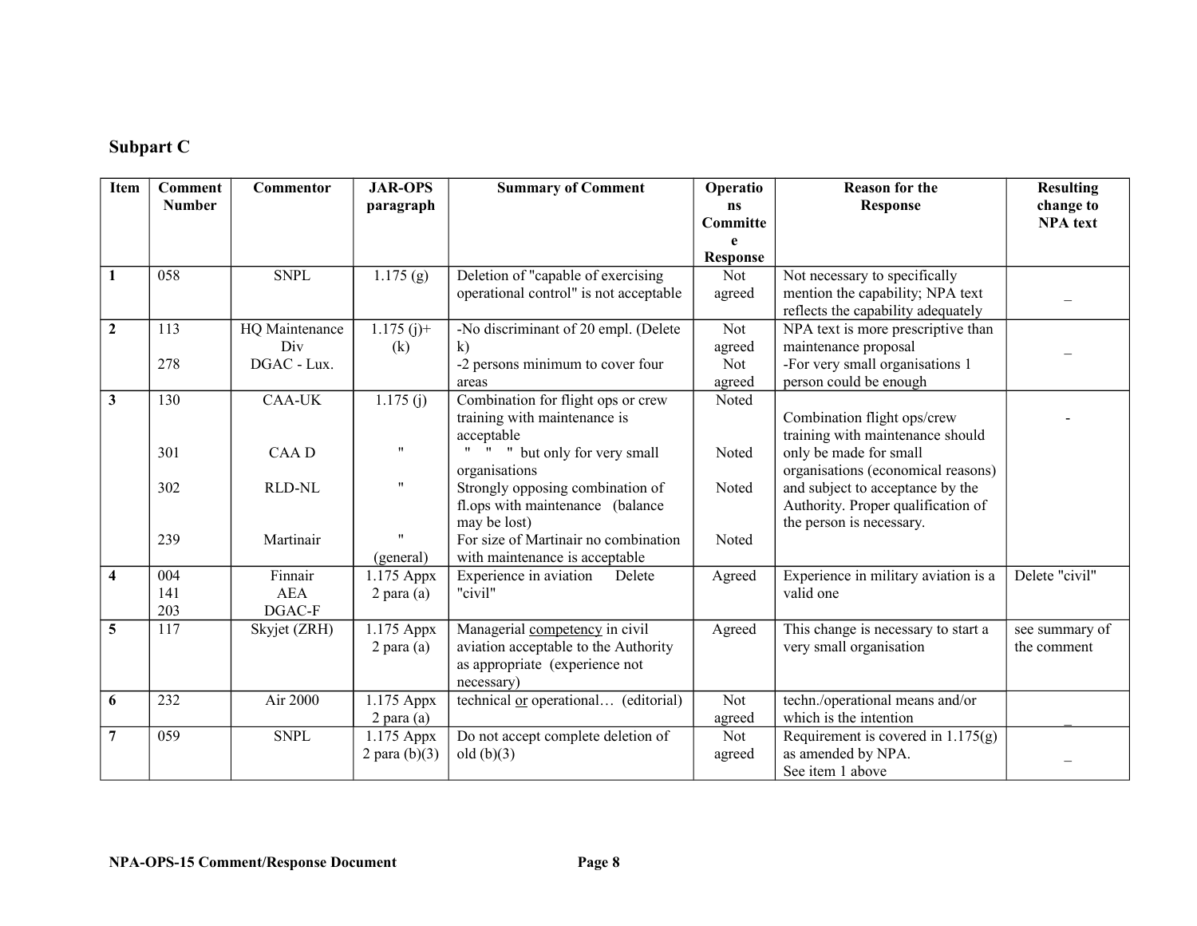## Subpart C

| Item | Comment Number | Commentor | JAR-OPS paragraph | Summary of Comment | Operations Committee Response | Reason for the Response | Resulting change to NPA text |
|---|---|---|---|---|---|---|---|
| **1** | 058 | SNPL | 1.175 (g) | Deletion of "capable of exercising operational control" is not acceptable | Not agreed | Not necessary to specifically mention the capability; NPA text reflects the capability adequately | _ |
| **2** | 113<br><br>278 | HQ Maintenance Div<br>DGAC - Lux. | 1.175 (j)+ (k) | -No discriminant of 20 empl. (Delete k)<br>-2 persons minimum to cover four areas | Not agreed<br>Not agreed | NPA text is more prescriptive than maintenance proposal<br>-For very small organisations 1 person could be enough | _ |
| **3** | 130<br><br>301<br><br>302<br><br>239 | CAA-UK<br><br>CAA D<br><br>RLD-NL<br><br>Martinair | 1.175 (j)<br><br>"<br><br>"<br><br>"<br>(general) | Combination for flight ops or crew training with maintenance is acceptable<br>" " " but only for very small organisations<br>Strongly opposing combination of fl.ops with maintenance (balance may be lost)<br>For size of Martinair no combination with maintenance is acceptable | Noted<br><br>Noted<br><br>Noted<br><br>Noted | Combination flight ops/crew training with maintenance should only be made for small organisations (economical reasons) and subject to acceptance by the Authority. Proper qualification of the person is necessary. | - |
| **4** | 004<br>141<br>203 | Finnair<br>AEA<br>DGAC-F | 1.175 Appx 2 para (a) | Experience in aviation Delete "civil" | Agreed | Experience in military aviation is a valid one | Delete "civil" |
| **5** | 117 | Skyjet (ZRH) | 1.175 Appx 2 para (a) | Managerial <u>competency</u> in civil aviation acceptable to the Authority as appropriate (experience not necessary) | Agreed | This change is necessary to start a very small organisation | see summary of the comment |
| **6** | 232 | Air 2000 | 1.175 Appx 2 para (a) | technical <u>or</u> operational… (editorial) | Not agreed | techn./operational means and/or which is the intention | _ |
| **7** | 059 | SNPL | 1.175 Appx 2 para (b)(3) | Do not accept complete deletion of old (b)(3) | Not agreed | Requirement is covered in 1.175(g) as amended by NPA.<br>See item 1 above | _ |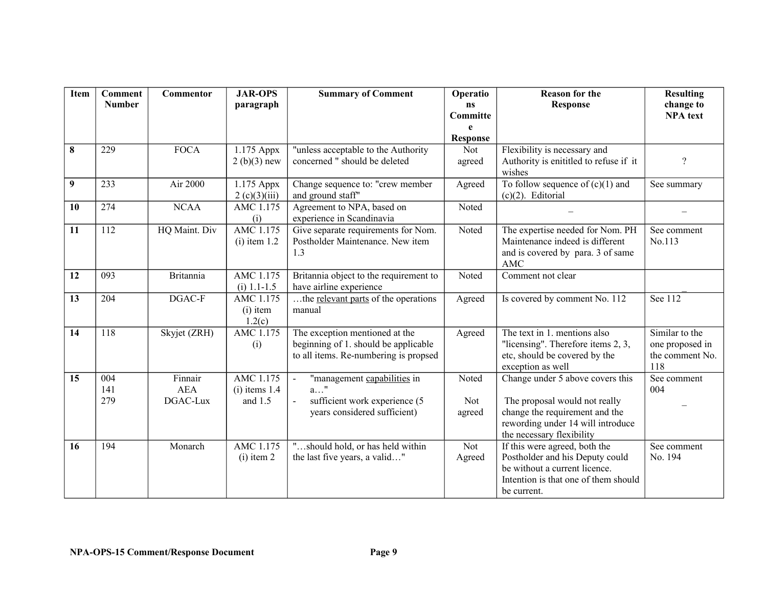| Item | Comment Number | Commentor | JAR-OPS paragraph | Summary of Comment | Operations Committee Response | Reason for the Response | Resulting change to NPA text |
|---|---|---|---|---|---|---|---|
| **8** | 229 | FOCA | 1.175 Appx 2 (b)(3) new | "unless acceptable to the Authority concerned " should be deleted | Not agreed | Flexibility is necessary and Authority is enititled to refuse if it wishes | ? |
| **9** | 233 | Air 2000 | 1.175 Appx 2 (c)(3)(iii) | Change sequence to: "crew member and ground staff" | Agreed | To follow sequence of (c)(1) and (c)(2). Editorial | See summary |
| **10** | 274 | NCAA | AMC 1.175 (i) | Agreement to NPA, based on experience in Scandinavia | Noted | _ | _ |
| **11** | 112 | HQ Maint. Div | AMC 1.175 (i) item 1.2 | Give separate requirements for Nom. Postholder Maintenance. New item 1.3 | Noted | The expertise needed for Nom. PH Maintenance indeed is different and is covered by para. 3 of same AMC | See comment No.113 |
| **12** | 093 | Britannia | AMC 1.175 (i) 1.1-1.5 | Britannia object to the requirement to have airline experience | Noted | Comment not clear | _ |
| **13** | 204 | DGAC-F | AMC 1.175 (i) item 1.2(c) | …the relevant parts of the operations manual | Agreed | Is covered by comment No. 112 | See 112 |
| **14** | 118 | Skyjet (ZRH) | AMC 1.175 (i) | The exception mentioned at the beginning of 1. should be applicable to all items. Re-numbering is propsed | Agreed | The text in 1. mentions also "licensing". Therefore items 2, 3, etc, should be covered by the exception as well | Similar to the one proposed in the comment No. 118 |
| **15** | 004<br>141<br>279 | Finnair<br>AEA<br>DGAC-Lux | AMC 1.175 (i) items 1.4 and 1.5 | - "management capabilities in a…"<br>- sufficient work experience (5 years considered sufficient) | Noted<br><br>Not agreed | Change under 5 above covers this<br><br>The proposal would not really change the requirement and the rewording under 14 will introduce the necessary flexibility | See comment 004<br><br>_ |
| **16** | 194 | Monarch | AMC 1.175 (i) item 2 | "…should hold, or has held within the last five years, a valid…" | Not Agreed | If this were agreed, both the Postholder and his Deputy could be without a current licence. Intention is that one of them should be current. | See comment No. 194 |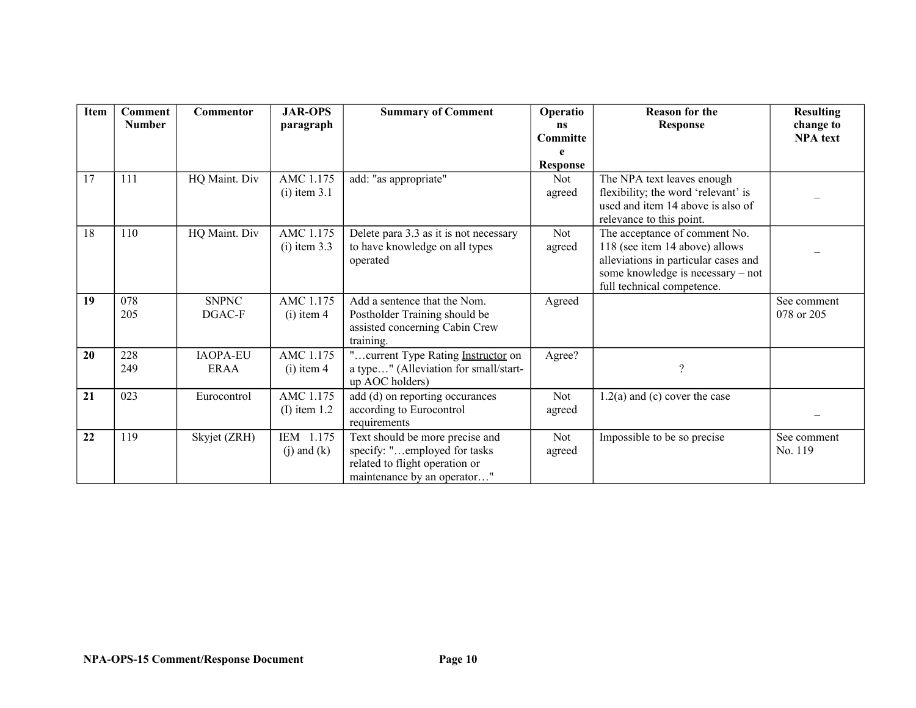| Item | Comment Number | Commentor | JAR-OPS paragraph | Summary of Comment | Operations Committee Response | Reason for the Response | Resulting change to NPA text |
|---|---|---|---|---|---|---|---|
| 17 | 111 | HQ Maint. Div | AMC 1.175 (i) item 3.1 | add: "as appropriate" | Not agreed | The NPA text leaves enough flexibility; the word 'relevant' is used and item 14 above is also of relevance to this point. | – |
| 18 | 110 | HQ Maint. Div | AMC 1.175 (i) item 3.3 | Delete para 3.3 as it is not necessary to have knowledge on all types operated | Not agreed | The acceptance of comment No. 118 (see item 14 above) allows alleviations in particular cases and some knowledge is necessary – not full technical competence. | – |
| **19** | 078<br>205 | SNPNC<br>DGAC-F | AMC 1.175 (i) item 4 | Add a sentence that the Nom. Postholder Training should be assisted concerning Cabin Crew training. | Agreed | | See comment 078 or 205 |
| **20** | 228<br>249 | IAOPA-EU<br>ERAA | AMC 1.175 (i) item 4 | "…current Type Rating Instructor on a type…" (Alleviation for small/start-up AOC holders) | Agree? | ? | |
| **21** | 023 | Eurocontrol | AMC 1.175 (I) item 1.2 | add (d) on reporting occurances according to Eurocontrol requirements | Not agreed | 1.2(a) and (c) cover the case | – |
| **22** | 119 | Skyjet (ZRH) | IEM 1.175 (j) and (k) | Text should be more precise and specify: "…employed for tasks related to flight operation or maintenance by an operator…" | Not agreed | Impossible to be so precise | See comment No. 119 |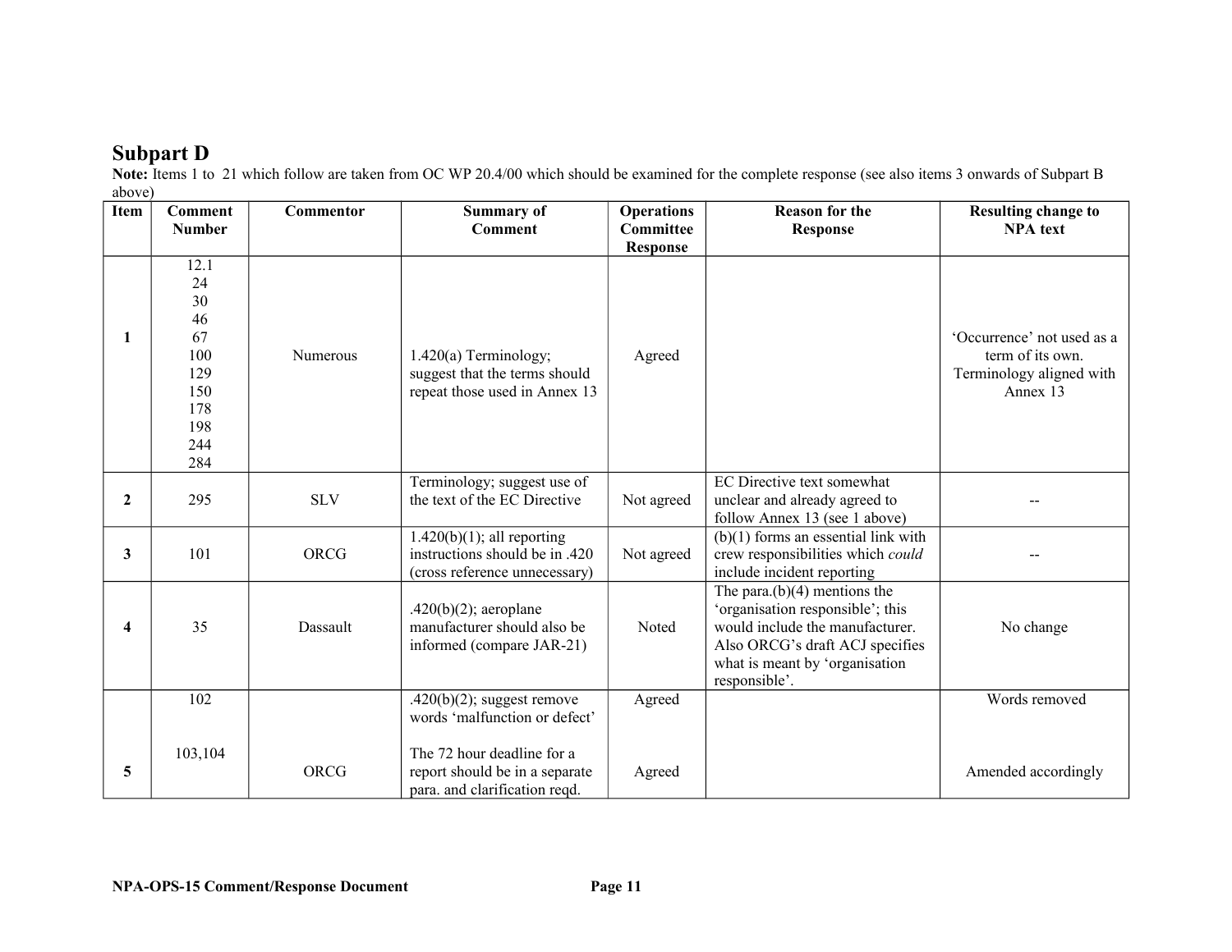## Subpart D

**Note:** Items 1 to 21 which follow are taken from OC WP 20.4/00 which should be examined for the complete response (see also items 3 onwards of Subpart B above)

| Item | Comment Number | Commentor | Summary of Comment | Operations Committee Response | Reason for the Response | Resulting change to NPA text |
|---|---|---|---|---|---|---|
| 1 | 12.1<br>24<br>30<br>46<br>67<br>100<br>129<br>150<br>178<br>198<br>244<br>284 | Numerous | 1.420(a) Terminology; suggest that the terms should repeat those used in Annex 13 | Agreed | | 'Occurrence' not used as a term of its own. Terminology aligned with Annex 13 |
| 2 | 295 | SLV | Terminology; suggest use of the text of the EC Directive | Not agreed | EC Directive text somewhat unclear and already agreed to follow Annex 13 (see 1 above) | -- |
| 3 | 101 | ORCG | 1.420(b)(1); all reporting instructions should be in .420 (cross reference unnecessary) | Not agreed | (b)(1) forms an essential link with crew responsibilities which *could* include incident reporting | -- |
| 4 | 35 | Dassault | .420(b)(2); aeroplane manufacturer should also be informed (compare JAR-21) | Noted | The para.(b)(4) mentions the 'organisation responsible'; this would include the manufacturer. Also ORCG's draft ACJ specifies what is meant by 'organisation responsible'. | No change |
| 5 | 102<br><br>103,104 | ORCG | .420(b)(2); suggest remove words 'malfunction or defect'<br><br>The 72 hour deadline for a report should be in a separate para. and clarification reqd. | Agreed<br><br>Agreed | | Words removed<br><br>Amended accordingly |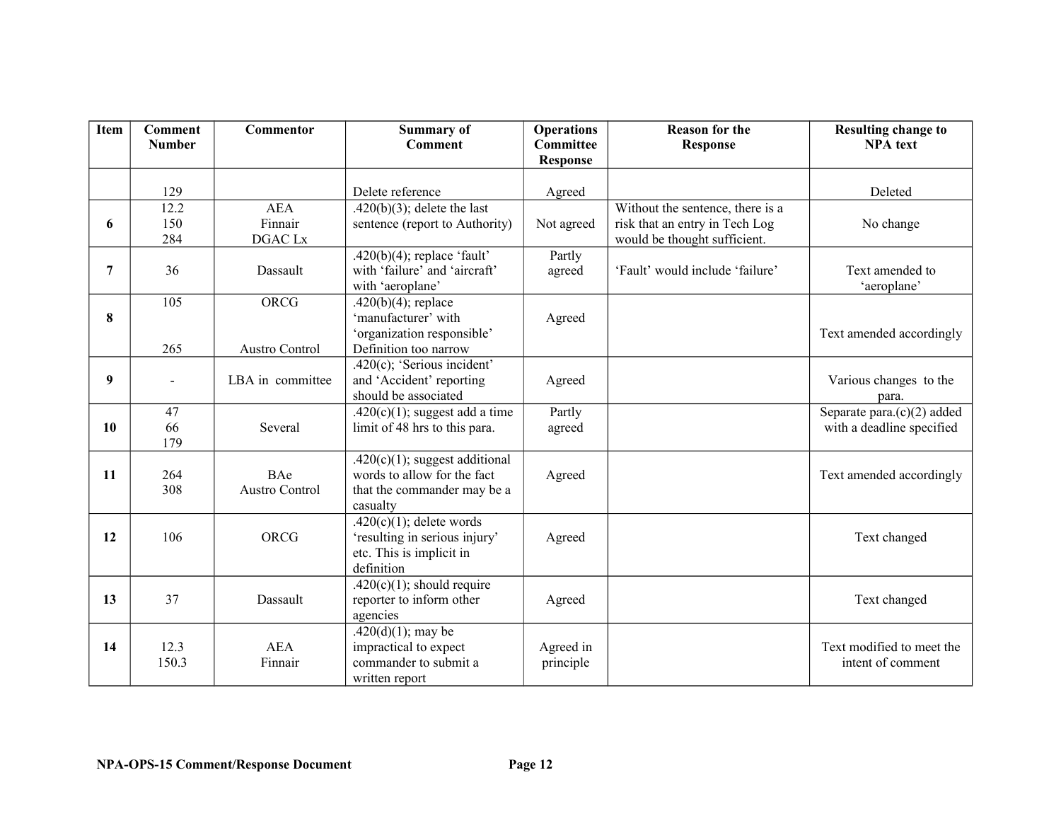| Item | Comment Number | Commentor | Summary of Comment | Operations Committee Response | Reason for the Response | Resulting change to NPA text |
|---|---|---|---|---|---|---|
| | 129 | | Delete reference | Agreed | | Deleted |
| 6 | 12.2<br>150<br>284 | AEA<br>Finnair<br>DGAC Lx | .420(b)(3); delete the last sentence (report to Authority) | Not agreed | Without the sentence, there is a risk that an entry in Tech Log would be thought sufficient. | No change |
| 7 | 36 | Dassault | .420(b)(4); replace 'fault' with 'failure' and 'aircraft' with 'aeroplane' | Partly agreed | 'Fault' would include 'failure' | Text amended to 'aeroplane' |
| 8 | 105<br><br>265 | ORCG<br><br>Austro Control | .420(b)(4); replace 'manufacturer' with 'organization responsible'<br>Definition too narrow | Agreed | | Text amended accordingly |
| 9 | - | LBA in committee | .420(c); 'Serious incident' and 'Accident' reporting should be associated | Agreed | | Various changes to the para. |
| 10 | 47<br>66<br>179 | Several | .420(c)(1); suggest add a time limit of 48 hrs to this para. | Partly agreed | | Separate para.(c)(2) added with a deadline specified |
| 11 | 264<br>308 | BAe<br>Austro Control | .420(c)(1); suggest additional words to allow for the fact that the commander may be a casualty | Agreed | | Text amended accordingly |
| 12 | 106 | ORCG | .420(c)(1); delete words 'resulting in serious injury' etc. This is implicit in definition | Agreed | | Text changed |
| 13 | 37 | Dassault | .420(c)(1); should require reporter to inform other agencies | Agreed | | Text changed |
| 14 | 12.3<br>150.3 | AEA<br>Finnair | .420(d)(1); may be impractical to expect commander to submit a written report | Agreed in principle | | Text modified to meet the intent of comment |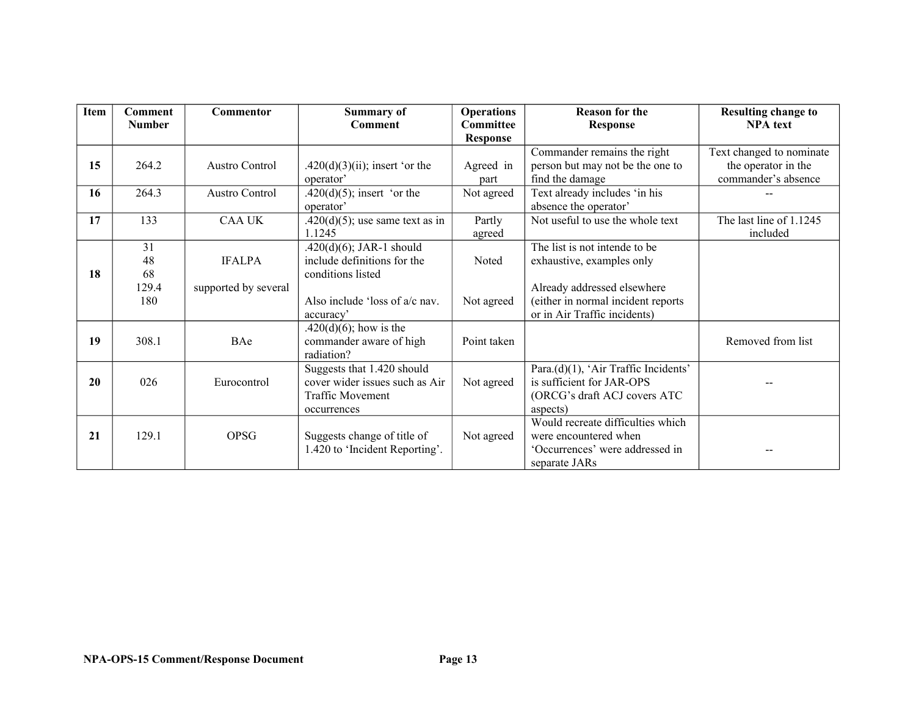| Item | Comment Number | Commentor | Summary of Comment | Operations Committee Response | Reason for the Response | Resulting change to NPA text |
|---|---|---|---|---|---|---|
| **15** | 264.2 | Austro Control | .420(d)(3)(ii); insert 'or the operator' | Agreed in part | Commander remains the right person but may not be the one to find the damage | Text changed to nominate the operator in the commander's absence |
| **16** | 264.3 | Austro Control | .420(d)(5); insert 'or the operator' | Not agreed | Text already includes 'in his absence the operator' | -- |
| **17** | 133 | CAA UK | .420(d)(5); use same text as in 1.1245 | Partly agreed | Not useful to use the whole text | The last line of 1.1245 included |
| **18** | 31<br>48<br>68<br>129.4<br>180 | IFALPA<br><br>supported by several | .420(d)(6); JAR-1 should include definitions for the conditions listed<br><br>Also include 'loss of a/c nav. accuracy' | Noted<br><br>Not agreed | The list is not intende to be exhaustive, examples only<br><br>Already addressed elsewhere (either in normal incident reports or in Air Traffic incidents) | |
| **19** | 308.1 | BAe | .420(d)(6); how is the commander aware of high radiation? | Point taken | | Removed from list |
| **20** | 026 | Eurocontrol | Suggests that 1.420 should cover wider issues such as Air Traffic Movement occurrences | Not agreed | Para.(d)(1), 'Air Traffic Incidents' is sufficient for JAR-OPS (ORCG's draft ACJ covers ATC aspects) | -- |
| **21** | 129.1 | OPSG | Suggests change of title of 1.420 to 'Incident Reporting'. | Not agreed | Would recreate difficulties which were encountered when 'Occurrences' were addressed in separate JARs | -- |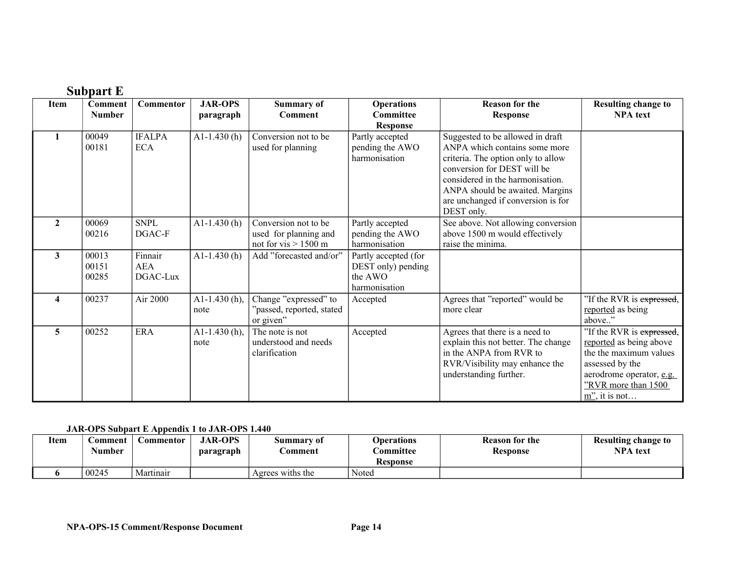## Subpart E

| Item | Comment Number | Commentor | JAR-OPS paragraph | Summary of Comment | Operations Committee Response | Reason for the Response | Resulting change to NPA text |
|---|---|---|---|---|---|---|---|
| **1** | 00049 00181 | IFALPA ECA | A1-1.430 (h) | Conversion not to be used for planning | Partly accepted pending the AWO harmonisation | Suggested to be allowed in draft ANPA which contains some more criteria. The option only to allow conversion for DEST will be considered in the harmonisation. ANPA should be awaited. Margins are unchanged if conversion is for DEST only. | |
| **2** | 00069 00216 | SNPL DGAC-F | A1-1.430 (h) | Conversion not to be used for planning and not for vis > 1500 m | Partly accepted pending the AWO harmonisation | See above. Not allowing conversion above 1500 m would effectively raise the minima. | |
| **3** | 00013 00151 00285 | Finnair AEA DGAC-Lux | A1-1.430 (h) | Add "forecasted and/or" | Partly accepted (for DEST only) pending the AWO harmonisation | | |
| **4** | 00237 | Air 2000 | A1-1.430 (h), note | Change "expressed" to "passed, reported, stated or given" | Accepted | Agrees that "reported" would be more clear | "If the RVR is ~~expressed~~, reported as being above.." |
| **5** | 00252 | ERA | A1-1.430 (h), note | The note is not understood and needs clarification | Accepted | Agrees that there is a need to explain this not better. The change in the ANPA from RVR to RVR/Visibility may enhance the understanding further. | "If the RVR is ~~expressed~~, reported as being above the the maximum values assessed by the aerodrome operator, e.g. "RVR more than 1500 m", it is not… |

### JAR-OPS Subpart E Appendix 1 to JAR-OPS 1.440

| Item | Comment Number | Commentor | JAR-OPS paragraph | Summary of Comment | Operations Committee Response | Reason for the Response | Resulting change to NPA text |
|---|---|---|---|---|---|---|---|
| **6** | 00245 | Martinair | | Agrees withs the | Noted | | |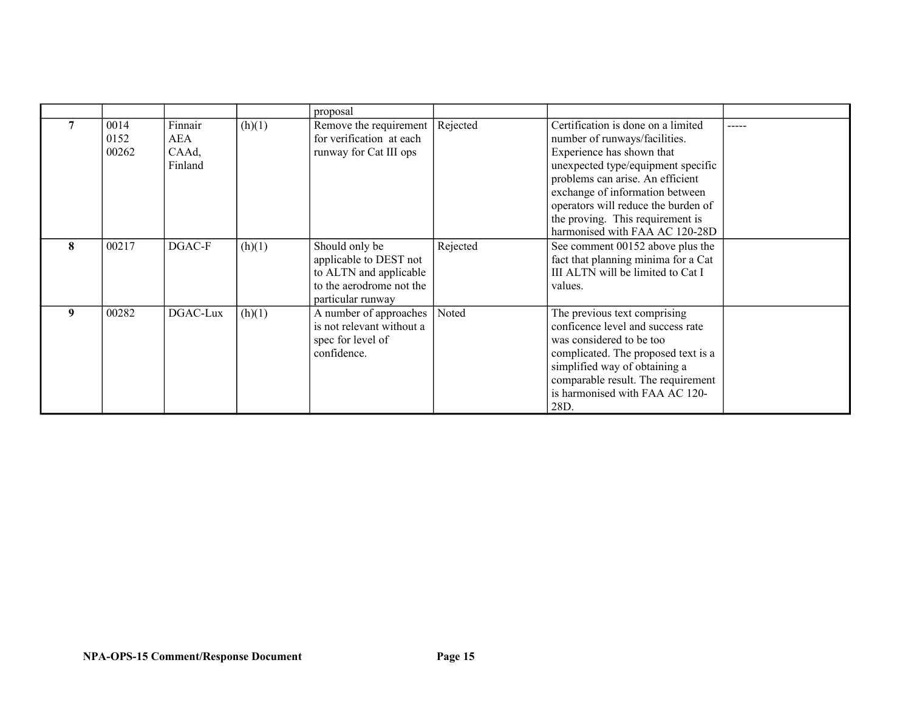|  |  |  |  | proposal |  |  |  |
| --- | --- | --- | --- | --- | --- | --- | --- |
| **7** | 0014 0152 00262 | Finnair AEA CAAd, Finland | (h)(1) | Remove the requirement for verification at each runway for Cat III ops | Rejected | Certification is done on a limited number of runways/facilities. Experience has shown that unexpected type/equipment specific problems can arise. An efficient exchange of information between operators will reduce the burden of the proving. This requirement is harmonised with FAA AC 120-28D | ----- |
| **8** | 00217 | DGAC-F | (h)(1) | Should only be applicable to DEST not to ALTN and applicable to the aerodrome not the particular runway | Rejected | See comment 00152 above plus the fact that planning minima for a Cat III ALTN will be limited to Cat I values. |  |
| **9** | 00282 | DGAC-Lux | (h)(1) | A number of approaches is not relevant without a spec for level of confidence. | Noted | The previous text comprising conficence level and success rate was considered to be too complicated. The proposed text is a simplified way of obtaining a comparable result. The requirement is harmonised with FAA AC 120-28D. |  |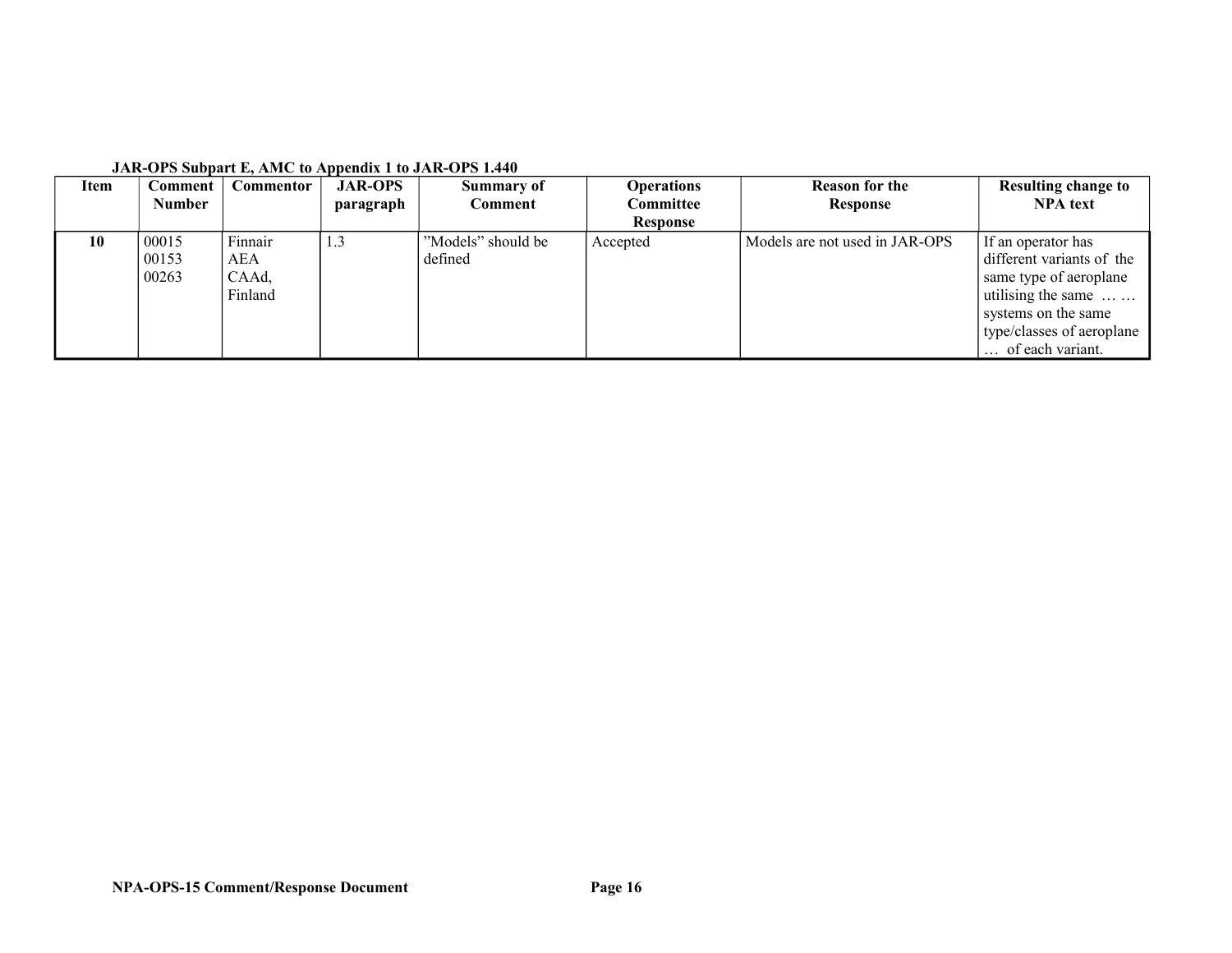**JAR-OPS Subpart E, AMC to Appendix 1 to JAR-OPS 1.440**

| Item | Comment Number | Commentor | JAR-OPS paragraph | Summary of Comment | Operations Committee Response | Reason for the Response | Resulting change to NPA text |
|---|---|---|---|---|---|---|---|
| **10** | 00015 00153 00263 | Finnair AEA CAAd, Finland | 1.3 | ”Models” should be defined | Accepted | Models are not used in JAR-OPS | If an operator has different variants of the same type of aeroplane utilising the same … … systems on the same type/classes of aeroplane … of each variant. |

NPA-OPS-15 Comment/Response Document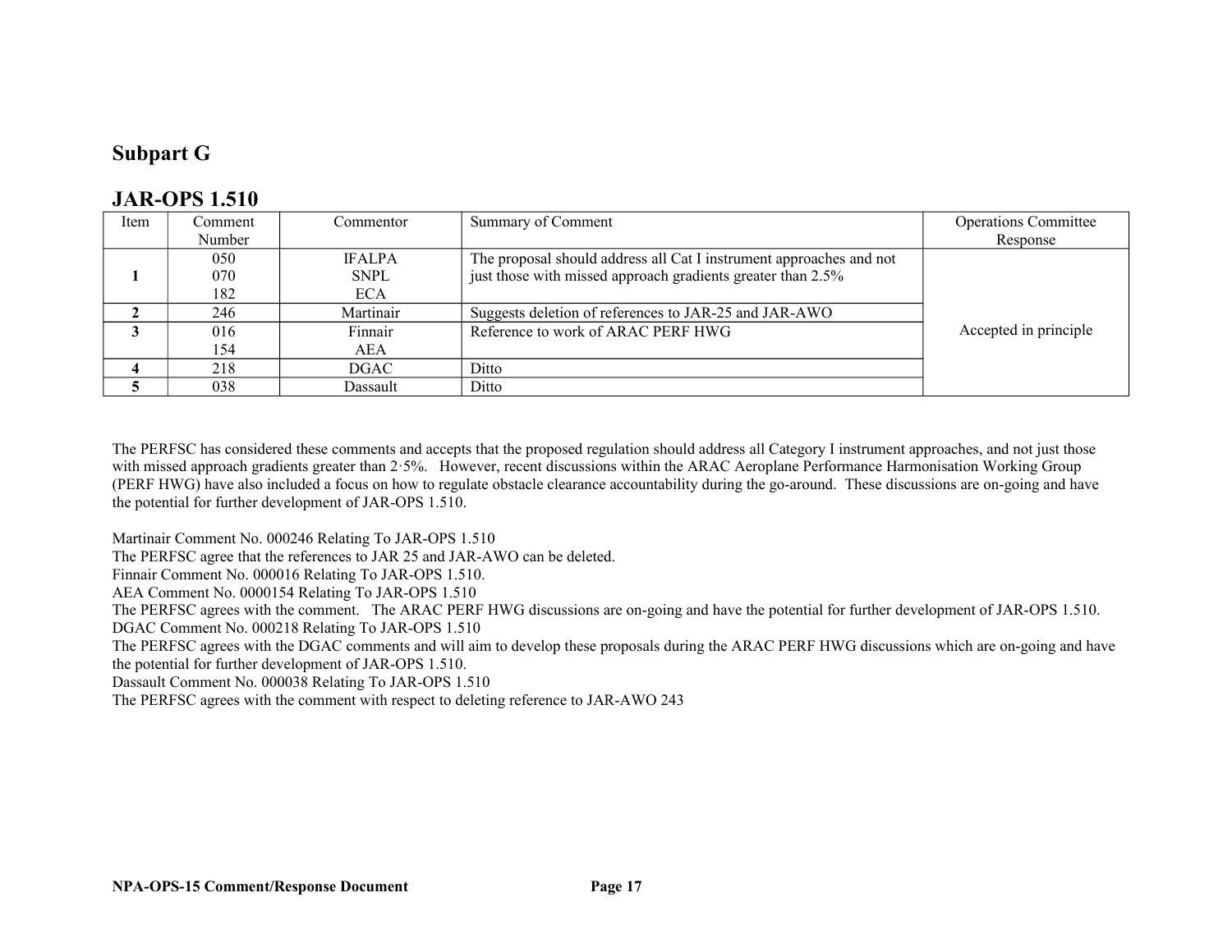## Subpart G

## JAR-OPS 1.510

| Item | Comment Number | Commentor | Summary of Comment | Operations Committee Response |
|---|---|---|---|---|
| **1** | 050<br>070<br>182 | IFALPA<br>SNPL<br>ECA | The proposal should address all Cat I instrument approaches and not just those with missed approach gradients greater than 2.5% | Accepted in principle |
| **2** | 246 | Martinair | Suggests deletion of references to JAR-25 and JAR-AWO | |
| **3** | 016<br>154 | Finnair<br>AEA | Reference to work of ARAC PERF HWG | |
| **4** | 218 | DGAC | Ditto | |
| **5** | 038 | Dassault | Ditto | |

The PERFSC has considered these comments and accepts that the proposed regulation should address all Category I instrument approaches, and not just those with missed approach gradients greater than 2·5%. However, recent discussions within the ARAC Aeroplane Performance Harmonisation Working Group (PERF HWG) have also included a focus on how to regulate obstacle clearance accountability during the go-around. These discussions are on-going and have the potential for further development of JAR-OPS 1.510.

Martinair Comment No. 000246 Relating To JAR-OPS 1.510
The PERFSC agree that the references to JAR 25 and JAR-AWO can be deleted.
Finnair Comment No. 000016 Relating To JAR-OPS 1.510.
AEA Comment No. 0000154 Relating To JAR-OPS 1.510
The PERFSC agrees with the comment. The ARAC PERF HWG discussions are on-going and have the potential for further development of JAR-OPS 1.510.
DGAC Comment No. 000218 Relating To JAR-OPS 1.510
The PERFSC agrees with the DGAC comments and will aim to develop these proposals during the ARAC PERF HWG discussions which are on-going and have the potential for further development of JAR-OPS 1.510.
Dassault Comment No. 000038 Relating To JAR-OPS 1.510
The PERFSC agrees with the comment with respect to deleting reference to JAR-AWO 243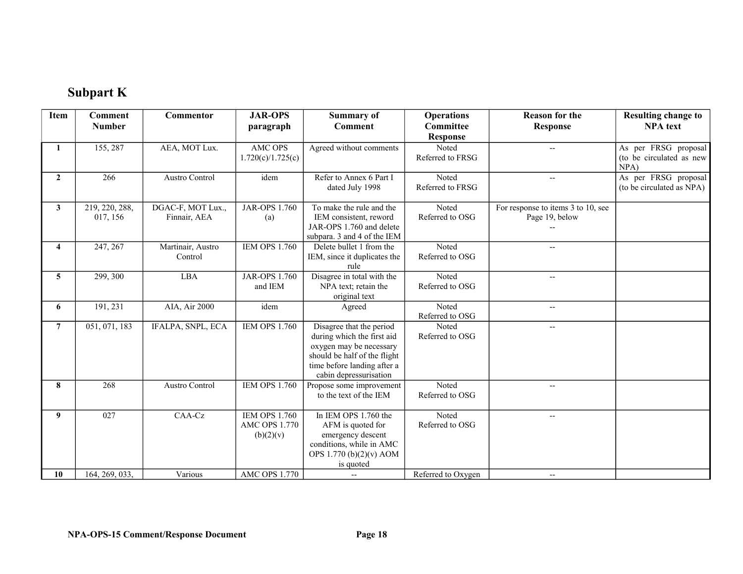## Subpart K

| Item | Comment Number | Commentor | JAR-OPS paragraph | Summary of Comment | Operations Committee Response | Reason for the Response | Resulting change to NPA text |
|---|---|---|---|---|---|---|---|
| 1 | 155, 287 | AEA, MOT Lux. | AMC OPS 1.720(c)/1.725(c) | Agreed without comments | Noted Referred to FRSG | -- | As per FRSG proposal (to be circulated as new NPA) |
| 2 | 266 | Austro Control | idem | Refer to Annex 6 Part I dated July 1998 | Noted Referred to FRSG | -- | As per FRSG proposal (to be circulated as NPA) |
| 3 | 219, 220, 288, 017, 156 | DGAC-F, MOT Lux., Finnair, AEA | JAR-OPS 1.760 (a) | To make the rule and the IEM consistent, reword JAR-OPS 1.760 and delete subpara. 3 and 4 of the IEM | Noted Referred to OSG | For response to items 3 to 10, see Page 19, below -- | |
| 4 | 247, 267 | Martinair, Austro Control | IEM OPS 1.760 | Delete bullet 1 from the IEM, since it duplicates the rule | Noted Referred to OSG | -- | |
| 5 | 299, 300 | LBA | JAR-OPS 1.760 and IEM | Disagree in total with the NPA text; retain the original text | Noted Referred to OSG | -- | |
| 6 | 191, 231 | AIA, Air 2000 | idem | Agreed | Noted Referred to OSG | -- | |
| 7 | 051, 071, 183 | IFALPA, SNPL, ECA | IEM OPS 1.760 | Disagree that the period during which the first aid oxygen may be necessary should be half of the flight time before landing after a cabin depressurisation | Noted Referred to OSG | -- | |
| 8 | 268 | Austro Control | IEM OPS 1.760 | Propose some improvement to the text of the IEM | Noted Referred to OSG | -- | |
| 9 | 027 | CAA-Cz | IEM OPS 1.760 AMC OPS 1.770 (b)(2)(v) | In IEM OPS 1.760 the AFM is quoted for emergency descent conditions, while in AMC OPS 1.770 (b)(2)(v) AOM is quoted | Noted Referred to OSG | -- | |
| 10 | 164, 269, 033, | Various | AMC OPS 1.770 | -- | Referred to Oxygen | -- | |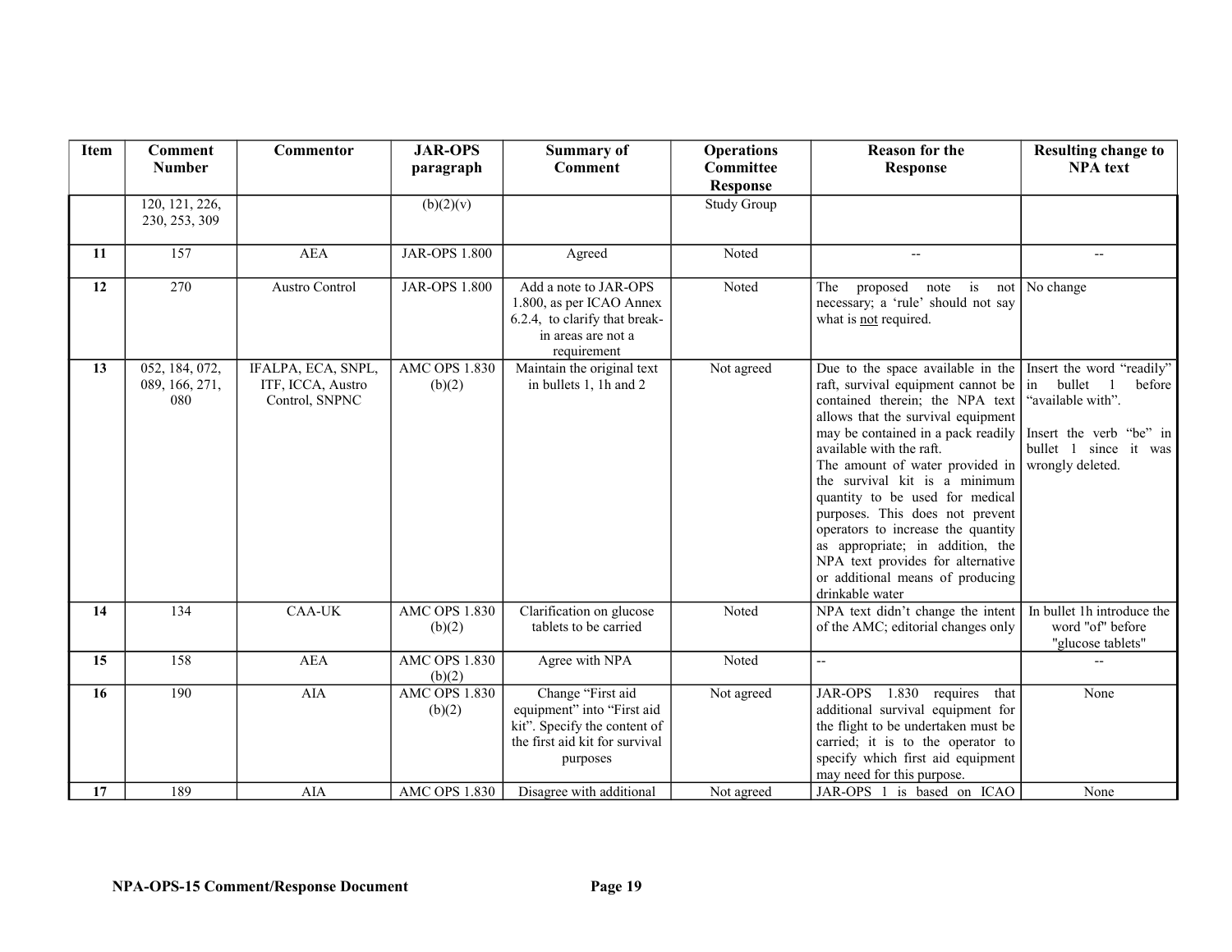| Item | Comment Number | Commentor | JAR-OPS paragraph | Summary of Comment | Operations Committee Response | Reason for the Response | Resulting change to NPA text |
|---|---|---|---|---|---|---|---|
| | 120, 121, 226, 230, 253, 309 | | (b)(2)(v) | | Study Group | | |
| **11** | 157 | AEA | JAR-OPS 1.800 | Agreed | Noted | -- | -- |
| **12** | 270 | Austro Control | JAR-OPS 1.800 | Add a note to JAR-OPS 1.800, as per ICAO Annex 6.2.4, to clarify that break-in areas are not a requirement | Noted | The proposed note is not necessary; a 'rule' should not say what is not required. | No change |
| **13** | 052, 184, 072, 089, 166, 271, 080 | IFALPA, ECA, SNPL, ITF, ICCA, Austro Control, SNPNC | AMC OPS 1.830 (b)(2) | Maintain the original text in bullets 1, 1h and 2 | Not agreed | Due to the space available in the raft, survival equipment cannot be contained therein; the NPA text allows that the survival equipment may be contained in a pack readily available with the raft. The amount of water provided in the survival kit is a minimum quantity to be used for medical purposes. This does not prevent operators to increase the quantity as appropriate; in addition, the NPA text provides for alternative or additional means of producing drinkable water | Insert the word "readily" in bullet 1 before "available with". Insert the verb "be" in bullet 1 since it was wrongly deleted. |
| **14** | 134 | CAA-UK | AMC OPS 1.830 (b)(2) | Clarification on glucose tablets to be carried | Noted | NPA text didn't change the intent of the AMC; editorial changes only | In bullet 1h introduce the word "of" before "glucose tablets" |
| **15** | 158 | AEA | AMC OPS 1.830 (b)(2) | Agree with NPA | Noted | -- | -- |
| **16** | 190 | AIA | AMC OPS 1.830 (b)(2) | Change "First aid equipment" into "First aid kit". Specify the content of the first aid kit for survival purposes | Not agreed | JAR-OPS 1.830 requires that additional survival equipment for the flight to be undertaken must be carried; it is to the operator to specify which first aid equipment may need for this purpose. | None |
| **17** | 189 | AIA | AMC OPS 1.830 | Disagree with additional | Not agreed | JAR-OPS 1 is based on ICAO | None |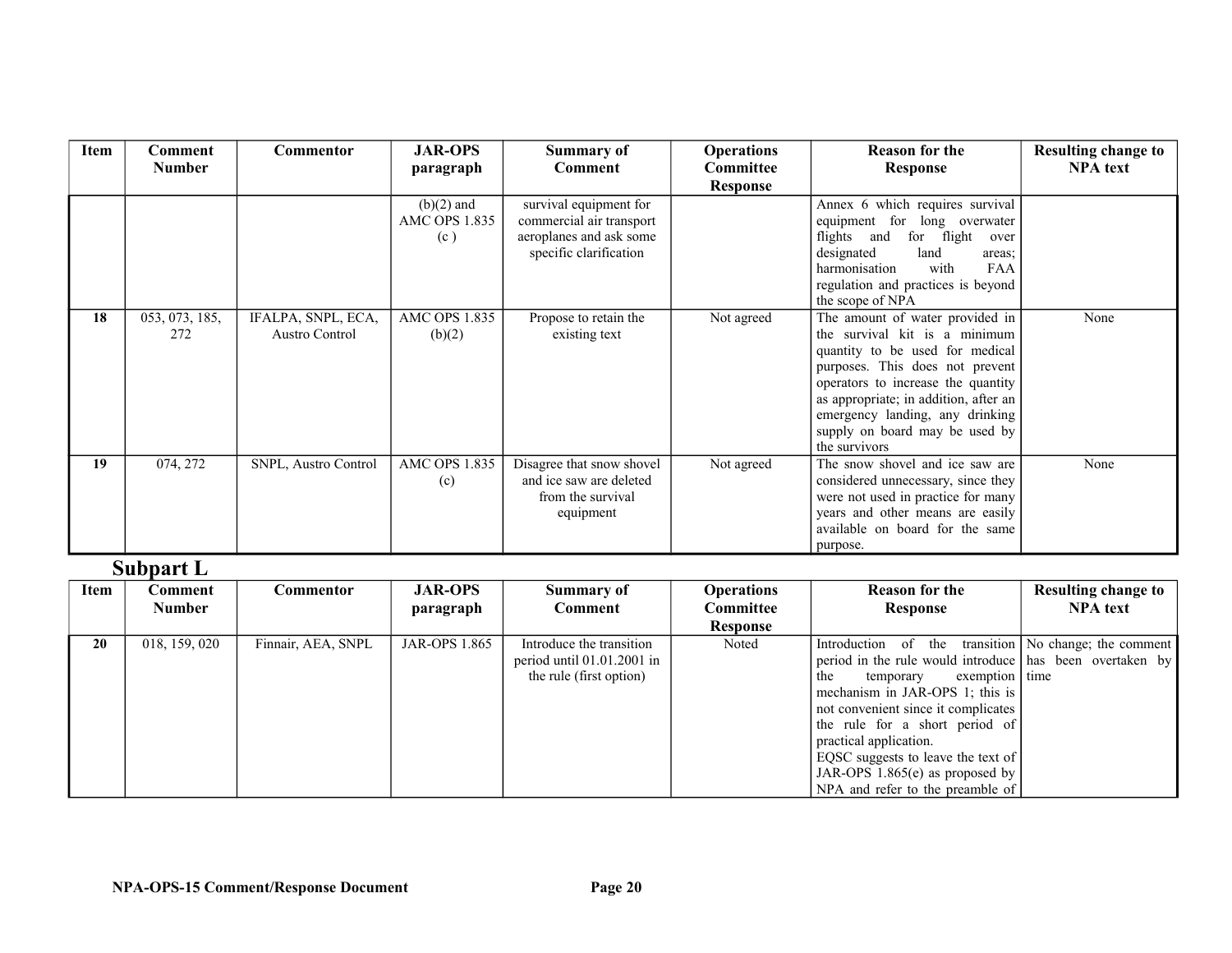| Item | Comment Number | Commentor | JAR-OPS paragraph | Summary of Comment | Operations Committee Response | Reason for the Response | Resulting change to NPA text |
|---|---|---|---|---|---|---|---|
| | | | (b)(2) and AMC OPS 1.835 (c ) | survival equipment for commercial air transport aeroplanes and ask some specific clarification | | Annex 6 which requires survival equipment for long overwater flights and for flight over designated land areas; harmonisation with FAA regulation and practices is beyond the scope of NPA | |
| **18** | 053, 073, 185, 272 | IFALPA, SNPL, ECA, Austro Control | AMC OPS 1.835 (b)(2) | Propose to retain the existing text | Not agreed | The amount of water provided in the survival kit is a minimum quantity to be used for medical purposes. This does not prevent operators to increase the quantity as appropriate; in addition, after an emergency landing, any drinking supply on board may be used by the survivors | None |
| **19** | 074, 272 | SNPL, Austro Control | AMC OPS 1.835 (c) | Disagree that snow shovel and ice saw are deleted from the survival equipment | Not agreed | The snow shovel and ice saw are considered unnecessary, since they were not used in practice for many years and other means are easily available on board for the same purpose. | None |

## Subpart L

| Item | Comment Number | Commentor | JAR-OPS paragraph | Summary of Comment | Operations Committee Response | Reason for the Response | Resulting change to NPA text |
|---|---|---|---|---|---|---|---|
| **20** | 018, 159, 020 | Finnair, AEA, SNPL | JAR-OPS 1.865 | Introduce the transition period until 01.01.2001 in the rule (first option) | Noted | Introduction of the transition period in the rule would introduce the temporary exemption mechanism in JAR-OPS 1; this is not convenient since it complicates the rule for a short period of practical application. EQSC suggests to leave the text of JAR-OPS 1.865(e) as proposed by NPA and refer to the preamble of | No change; the comment has been overtaken by time |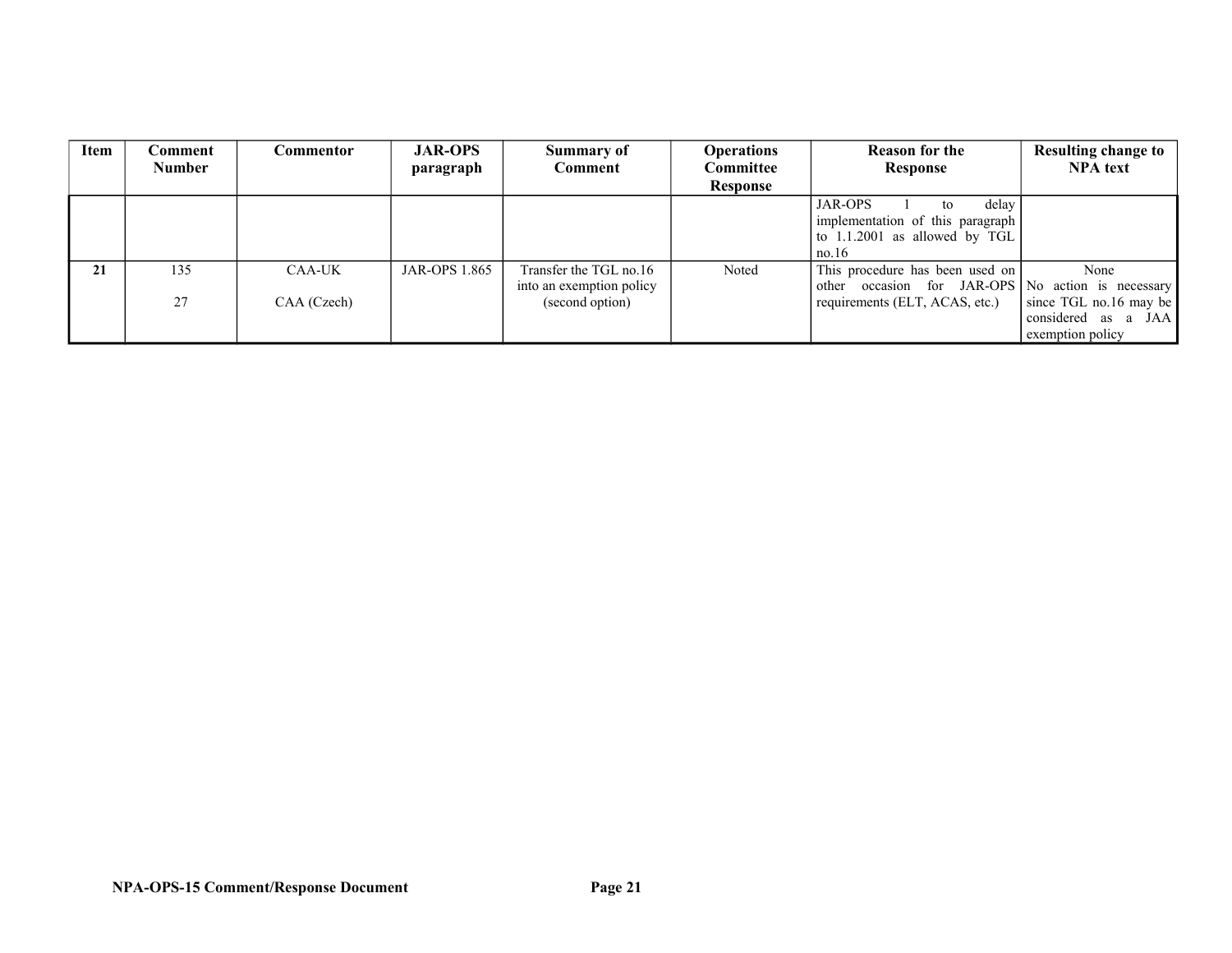| Item | Comment Number | Commentor | JAR-OPS paragraph | Summary of Comment | Operations Committee Response | Reason for the Response | Resulting change to NPA text |
|---|---|---|---|---|---|---|---|
| | | | | | | JAR-OPS 1 to delay implementation of this paragraph to 1.1.2001 as allowed by TGL no.16 | |
| **21** | 135<br><br>27 | CAA-UK<br><br>CAA (Czech) | JAR-OPS 1.865 | Transfer the TGL no.16 into an exemption policy (second option) | Noted | This procedure has been used on other occasion for JAR-OPS requirements (ELT, ACAS, etc.) | None<br>No action is necessary since TGL no.16 may be considered as a JAA exemption policy |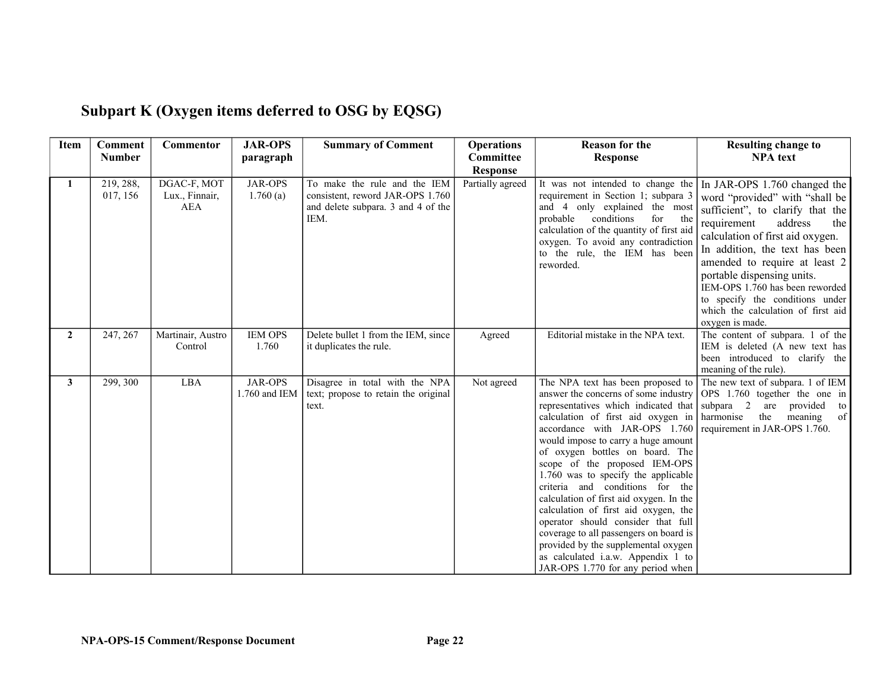## Subpart K (Oxygen items deferred to OSG by EQSG)

| Item | Comment Number | Commentor | JAR-OPS paragraph | Summary of Comment | Operations Committee Response | Reason for the Response | Resulting change to NPA text |
|---|---|---|---|---|---|---|---|
| 1 | 219, 288, 017, 156 | DGAC-F, MOT Lux., Finnair, AEA | JAR-OPS 1.760 (a) | To make the rule and the IEM consistent, reword JAR-OPS 1.760 and delete subpara. 3 and 4 of the IEM. | Partially agreed | It was not intended to change the requirement in Section 1; subpara 3 and 4 only explained the most probable conditions for the calculation of the quantity of first aid oxygen. To avoid any contradiction to the rule, the IEM has been reworded. | In JAR-OPS 1.760 changed the word "provided" with "shall be sufficient", to clarify that the requirement address the calculation of first aid oxygen. In addition, the text has been amended to require at least 2 portable dispensing units. IEM-OPS 1.760 has been reworded to specify the conditions under which the calculation of first aid oxygen is made. |
| 2 | 247, 267 | Martinair, Austro Control | IEM OPS 1.760 | Delete bullet 1 from the IEM, since it duplicates the rule. | Agreed | Editorial mistake in the NPA text. | The content of subpara. 1 of the IEM is deleted (A new text has been introduced to clarify the meaning of the rule). |
| 3 | 299, 300 | LBA | JAR-OPS 1.760 and IEM | Disagree in total with the NPA text; propose to retain the original text. | Not agreed | The NPA text has been proposed to answer the concerns of some industry representatives which indicated that calculation of first aid oxygen in accordance with JAR-OPS 1.760 would impose to carry a huge amount of oxygen bottles on board. The scope of the proposed IEM-OPS 1.760 was to specify the applicable criteria and conditions for the calculation of first aid oxygen. In the calculation of first aid oxygen, the operator should consider that full coverage to all passengers on board is provided by the supplemental oxygen as calculated i.a.w. Appendix 1 to JAR-OPS 1.770 for any period when | The new text of subpara. 1 of IEM OPS 1.760 together the one in subpara 2 are provided to harmonise the meaning of requirement in JAR-OPS 1.760. |

NPA-OPS-15 Comment/Response Document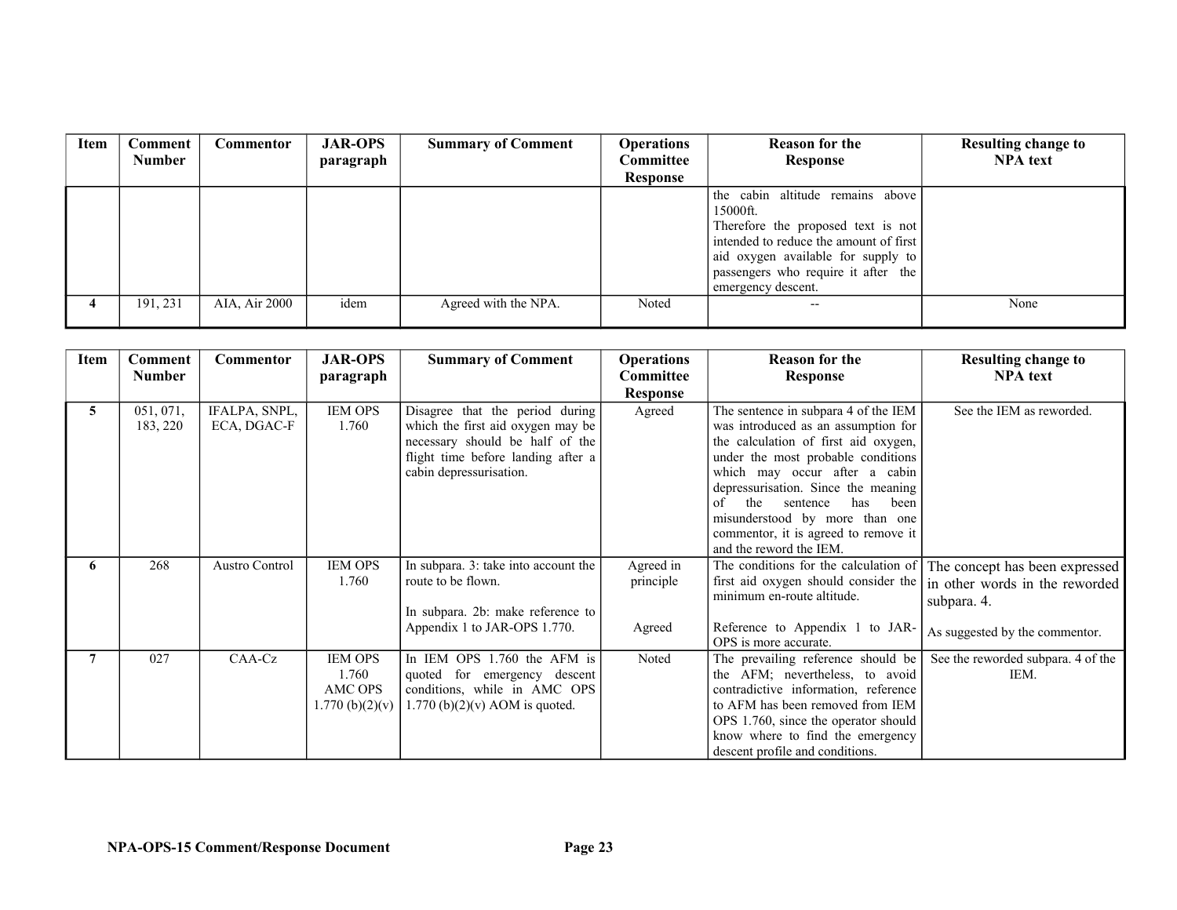| Item | Comment Number | Commentor | JAR-OPS paragraph | Summary of Comment | Operations Committee Response | Reason for the Response | Resulting change to NPA text |
|---|---|---|---|---|---|---|---|
| | | | | | | the cabin altitude remains above 15000ft. Therefore the proposed text is not intended to reduce the amount of first aid oxygen available for supply to passengers who require it after the emergency descent. | |
| **4** | 191, 231 | AIA, Air 2000 | idem | Agreed with the NPA. | Noted | -- | None |

| Item | Comment Number | Commentor | JAR-OPS paragraph | Summary of Comment | Operations Committee Response | Reason for the Response | Resulting change to NPA text |
|---|---|---|---|---|---|---|---|
| **5** | 051, 071, 183, 220 | IFALPA, SNPL, ECA, DGAC-F | IEM OPS 1.760 | Disagree that the period during which the first aid oxygen may be necessary should be half of the flight time before landing after a cabin depressurisation. | Agreed | The sentence in subpara 4 of the IEM was introduced as an assumption for the calculation of first aid oxygen, under the most probable conditions which may occur after a cabin depressurisation. Since the meaning of the sentence has been misunderstood by more than one commentor, it is agreed to remove it and the reword the IEM. | See the IEM as reworded. |
| **6** | 268 | Austro Control | IEM OPS 1.760 | In subpara. 3: take into account the route to be flown.<br><br>In subpara. 2b: make reference to Appendix 1 to JAR-OPS 1.770. | Agreed in principle<br><br>Agreed | The conditions for the calculation of first aid oxygen should consider the minimum en-route altitude.<br><br>Reference to Appendix 1 to JAR-OPS is more accurate. | The concept has been expressed in other words in the reworded subpara. 4.<br><br>As suggested by the commentor. |
| **7** | 027 | CAA-Cz | IEM OPS 1.760 AMC OPS 1.770 (b)(2)(v) | In IEM OPS 1.760 the AFM is quoted for emergency descent conditions, while in AMC OPS 1.770 (b)(2)(v) AOM is quoted. | Noted | The prevailing reference should be the AFM; nevertheless, to avoid contradictive information, reference to AFM has been removed from IEM OPS 1.760, since the operator should know where to find the emergency descent profile and conditions. | See the reworded subpara. 4 of the IEM. |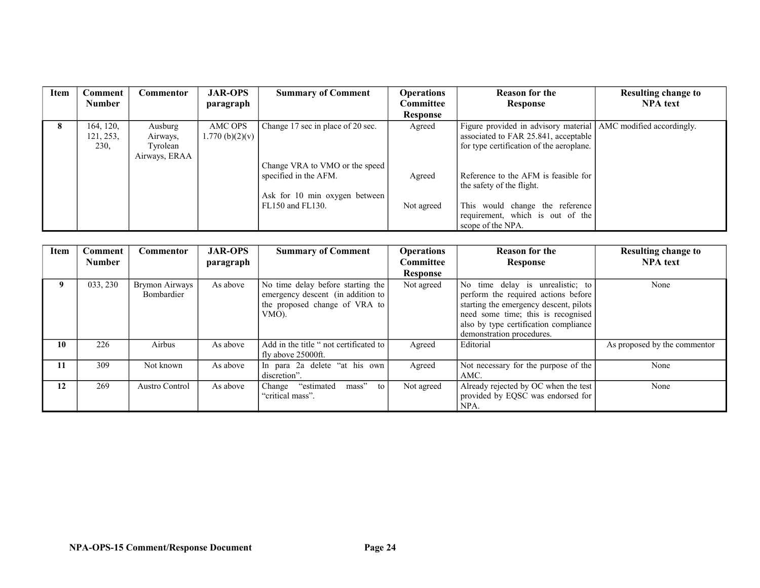| Item | Comment Number | Commentor | JAR-OPS paragraph | Summary of Comment | Operations Committee Response | Reason for the Response | Resulting change to NPA text |
|---|---|---|---|---|---|---|---|
| **8** | 164, 120, 121, 253, 230, | Ausburg Airways, Tyrolean Airways, ERAA | AMC OPS 1.770 (b)(2)(v) | Change 17 sec in place of 20 sec. | Agreed | Figure provided in advisory material associated to FAR 25.841, acceptable for type certification of the aeroplane. | AMC modified accordingly. |
| | | | | Change VRA to VMO or the speed specified in the AFM. | Agreed | Reference to the AFM is feasible for the safety of the flight. | |
| | | | | Ask for 10 min oxygen between FL150 and FL130. | Not agreed | This would change the reference requirement, which is out of the scope of the NPA. | |

| Item | Comment Number | Commentor | JAR-OPS paragraph | Summary of Comment | Operations Committee Response | Reason for the Response | Resulting change to NPA text |
|---|---|---|---|---|---|---|---|
| **9** | 033, 230 | Brymon Airways Bombardier | As above | No time delay before starting the emergency descent (in addition to the proposed change of VRA to VMO). | Not agreed | No time delay is unrealistic; to perform the required actions before starting the emergency descent, pilots need some time; this is recognised also by type certification compliance demonstration procedures. | None |
| **10** | 226 | Airbus | As above | Add in the title " not certificated to fly above 25000ft. | Agreed | Editorial | As proposed by the commentor |
| **11** | 309 | Not known | As above | In para 2a delete "at his own discretion". | Agreed | Not necessary for the purpose of the AMC. | None |
| **12** | 269 | Austro Control | As above | Change "estimated mass" to "critical mass". | Not agreed | Already rejected by OC when the test provided by EQSC was endorsed for NPA. | None |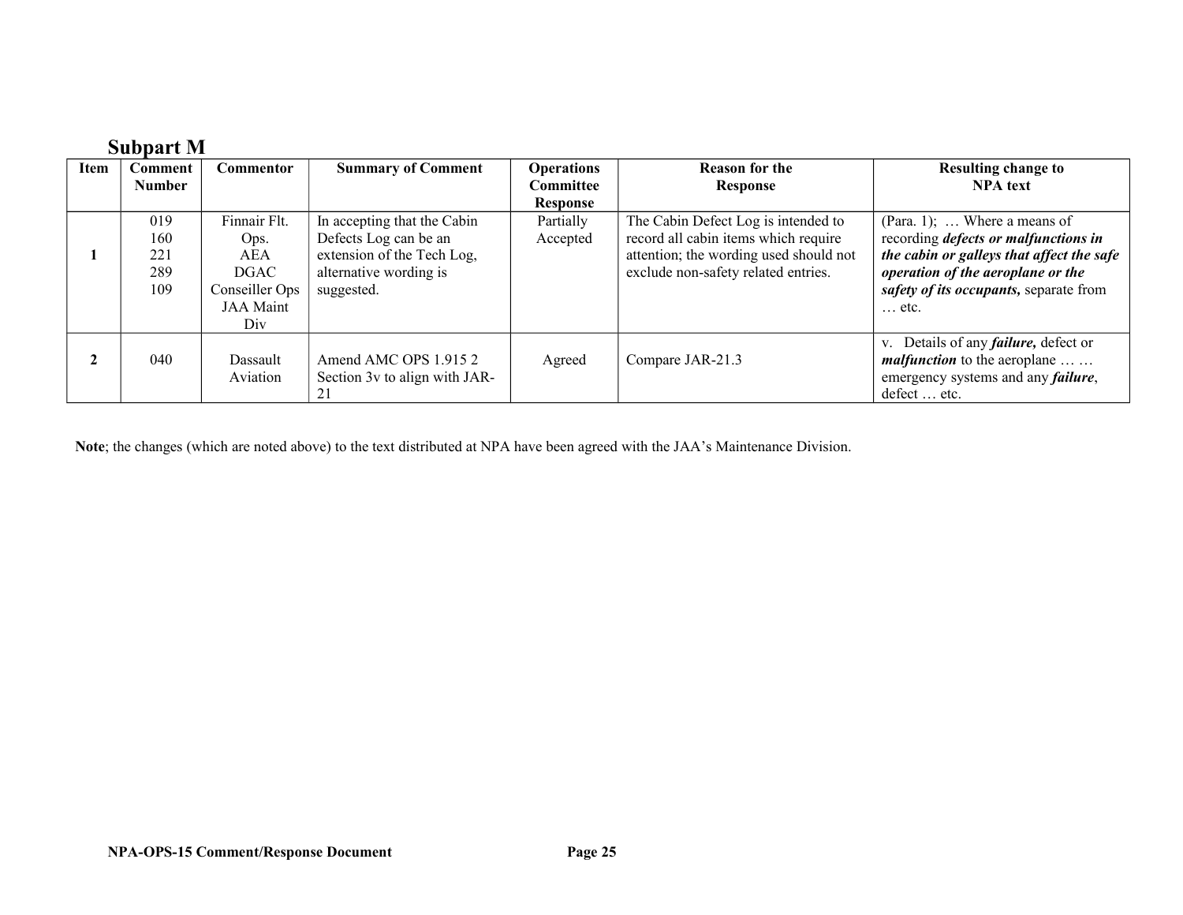## Subpart M

| Item | Comment Number | Commentor | Summary of Comment | Operations Committee Response | Reason for the Response | Resulting change to NPA text |
|---|---|---|---|---|---|---|
| **1** | 019<br>160<br>221<br>289<br>109 | Finnair Flt. Ops.<br>AEA<br>DGAC<br>Conseiller Ops<br>JAA Maint Div | In accepting that the Cabin Defects Log can be an extension of the Tech Log, alternative wording is suggested. | Partially Accepted | The Cabin Defect Log is intended to record all cabin items which require attention; the wording used should not exclude non-safety related entries. | (Para. 1); … Where a means of recording ***defects or malfunctions in the cabin or galleys that affect the safe operation of the aeroplane or the safety of its occupants,*** separate from … etc. |
| **2** | 040 | Dassault Aviation | Amend AMC OPS 1.915 2 Section 3v to align with JAR-21 | Agreed | Compare JAR-21.3 | v. Details of any ***failure,*** defect or ***malfunction*** to the aeroplane … … emergency systems and any ***failure***, defect … etc. |

**Note**; the changes (which are noted above) to the text distributed at NPA have been agreed with the JAA's Maintenance Division.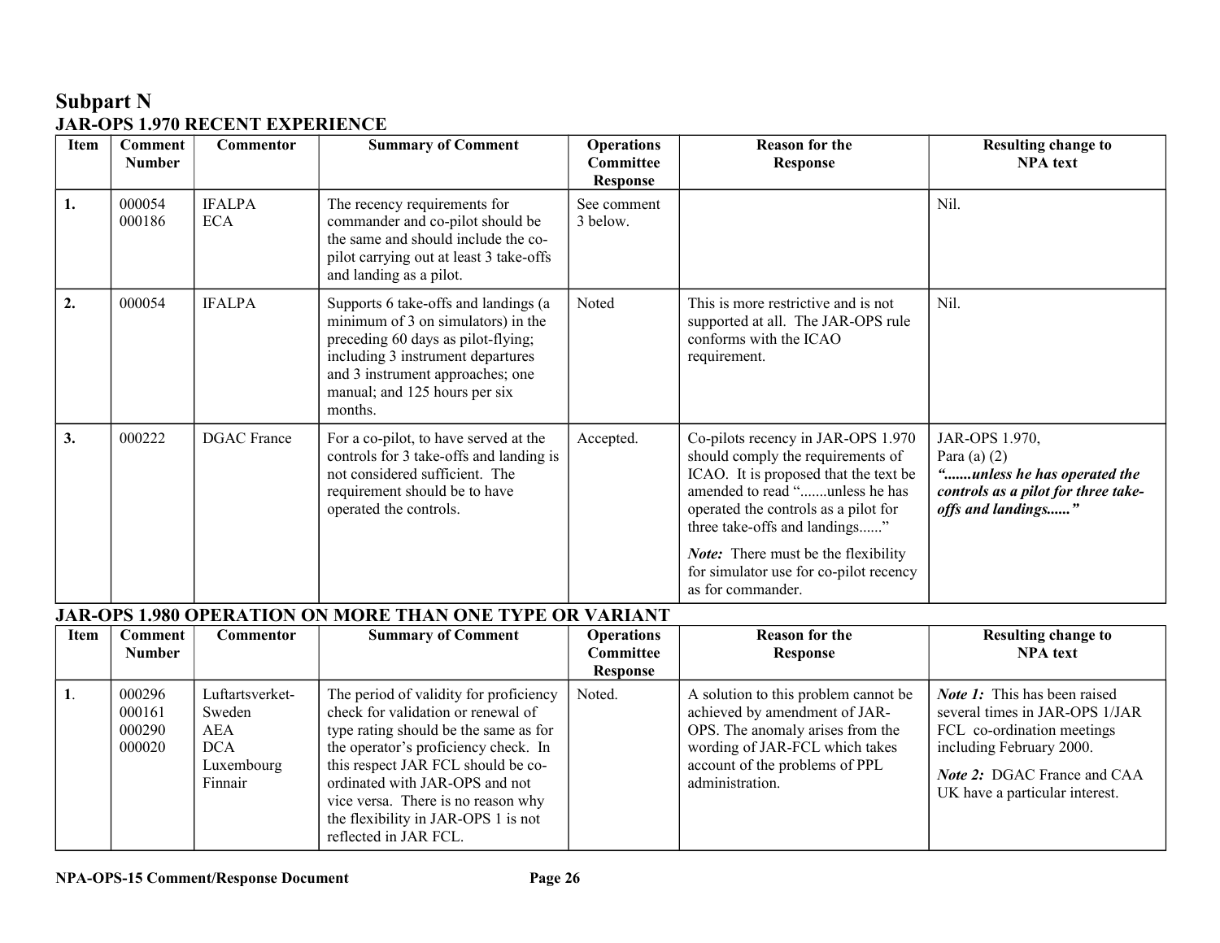# Subpart N

## JAR-OPS 1.970 RECENT EXPERIENCE

| Item | Comment Number | Commentor | Summary of Comment | Operations Committee Response | Reason for the Response | Resulting change to NPA text |
|---|---|---|---|---|---|---|
| **1.** | 000054<br>000186 | IFALPA<br>ECA | The recency requirements for commander and co-pilot should be the same and should include the co-pilot carrying out at least 3 take-offs and landing as a pilot. | See comment 3 below. | | Nil. |
| **2.** | 000054 | IFALPA | Supports 6 take-offs and landings (a minimum of 3 on simulators) in the preceding 60 days as pilot-flying; including 3 instrument departures and 3 instrument approaches; one manual; and 125 hours per six months. | Noted | This is more restrictive and is not supported at all. The JAR-OPS rule conforms with the ICAO requirement. | Nil. |
| **3.** | 000222 | DGAC France | For a co-pilot, to have served at the controls for 3 take-offs and landing is not considered sufficient. The requirement should be to have operated the controls. | Accepted. | Co-pilots recency in JAR-OPS 1.970 should comply the requirements of ICAO. It is proposed that the text be amended to read ".......unless he has operated the controls as a pilot for three take-offs and landings......"<br><br>***Note:*** There must be the flexibility for simulator use for co-pilot recency as for commander. | JAR-OPS 1.970,<br>Para (a) (2)<br>***".......unless he has operated the controls as a pilot for three take-offs and landings......"*** |

## JAR-OPS 1.980 OPERATION ON MORE THAN ONE TYPE OR VARIANT

| Item | Comment Number | Commentor | Summary of Comment | Operations Committee Response | Reason for the Response | Resulting change to NPA text |
|---|---|---|---|---|---|---|
| **1**. | 000296<br>000161<br>000290<br>000020 | Luftartsverket-Sweden<br>AEA<br>DCA Luxembourg<br>Finnair | The period of validity for proficiency check for validation or renewal of type rating should be the same as for the operator's proficiency check. In this respect JAR FCL should be co-ordinated with JAR-OPS and not vice versa. There is no reason why the flexibility in JAR-OPS 1 is not reflected in JAR FCL. | Noted. | A solution to this problem cannot be achieved by amendment of JAR-OPS. The anomaly arises from the wording of JAR-FCL which takes account of the problems of PPL administration. | ***Note 1:*** This has been raised several times in JAR-OPS 1/JAR FCL co-ordination meetings including February 2000.<br><br>***Note 2:*** DGAC France and CAA UK have a particular interest. |

**NPA-OPS-15 Comment/Response Document**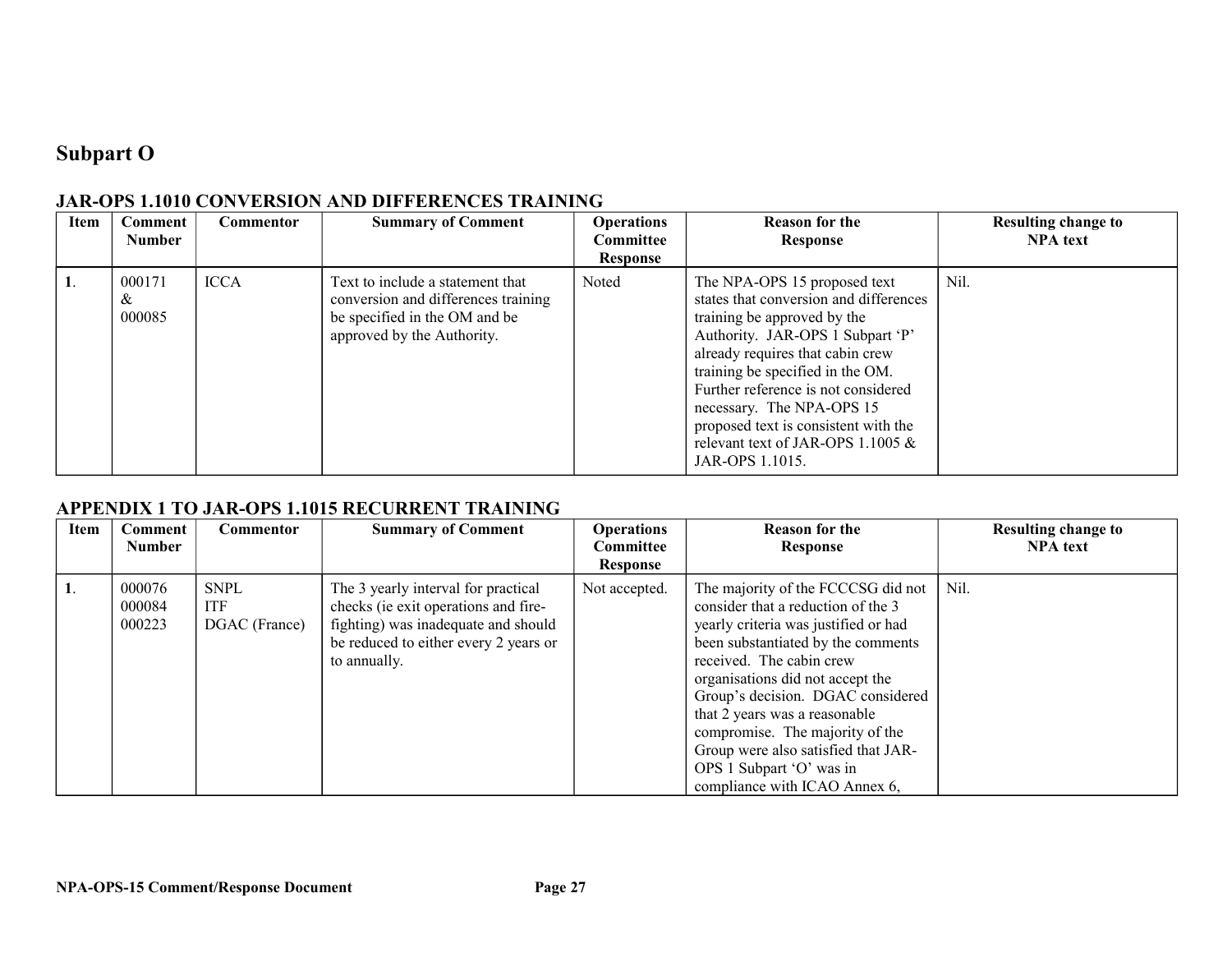# Subpart O

## JAR-OPS 1.1010 CONVERSION AND DIFFERENCES TRAINING

| Item | Comment Number | Commentor | Summary of Comment | Operations Committee Response | Reason for the Response | Resulting change to NPA text |
|---|---|---|---|---|---|---|
| **1**. | 000171 & 000085 | ICCA | Text to include a statement that conversion and differences training be specified in the OM and be approved by the Authority. | Noted | The NPA-OPS 15 proposed text states that conversion and differences training be approved by the Authority. JAR-OPS 1 Subpart 'P' already requires that cabin crew training be specified in the OM. Further reference is not considered necessary. The NPA-OPS 15 proposed text is consistent with the relevant text of JAR-OPS 1.1005 & JAR-OPS 1.1015. | Nil. |

## APPENDIX 1 TO JAR-OPS 1.1015 RECURRENT TRAINING

| Item | Comment Number | Commentor | Summary of Comment | Operations Committee Response | Reason for the Response | Resulting change to NPA text |
|---|---|---|---|---|---|---|
| **1**. | 000076<br>000084<br>000223 | SNPL<br>ITF<br>DGAC (France) | The 3 yearly interval for practical checks (ie exit operations and fire-fighting) was inadequate and should be reduced to either every 2 years or to annually. | Not accepted. | The majority of the FCCCSG did not consider that a reduction of the 3 yearly criteria was justified or had been substantiated by the comments received. The cabin crew organisations did not accept the Group's decision. DGAC considered that 2 years was a reasonable compromise. The majority of the Group were also satisfied that JAR-OPS 1 Subpart 'O' was in compliance with ICAO Annex 6, | Nil. |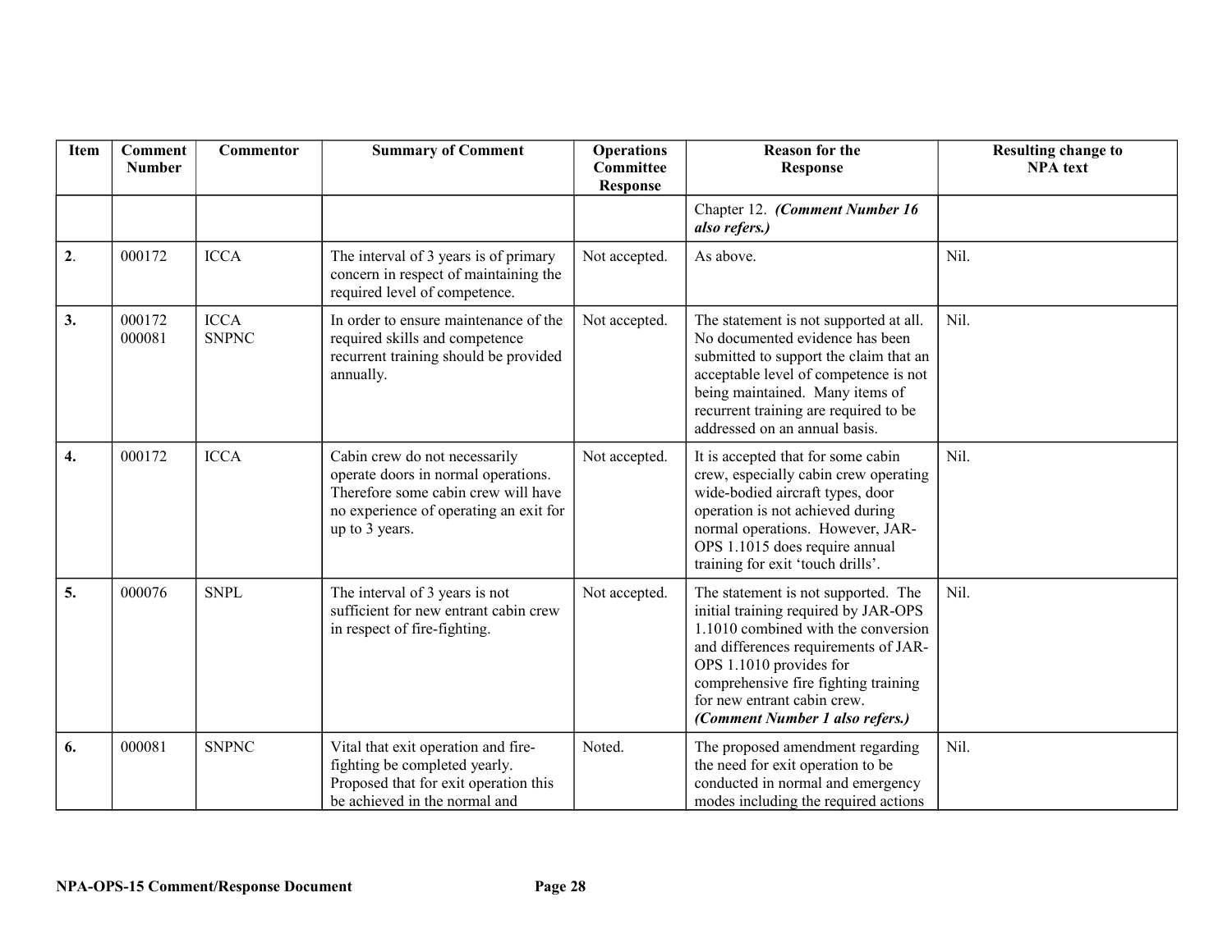| Item | Comment Number | Commentor | Summary of Comment | Operations Committee Response | Reason for the Response | Resulting change to NPA text |
|---|---|---|---|---|---|---|
| | | | | | Chapter 12. ***(Comment Number 16 also refers.)*** | |
| **2**. | 000172 | ICCA | The interval of 3 years is of primary concern in respect of maintaining the required level of competence. | Not accepted. | As above. | Nil. |
| **3.** | 000172<br>000081 | ICCA<br>SNPNC | In order to ensure maintenance of the required skills and competence recurrent training should be provided annually. | Not accepted. | The statement is not supported at all. No documented evidence has been submitted to support the claim that an acceptable level of competence is not being maintained. Many items of recurrent training are required to be addressed on an annual basis. | Nil. |
| **4.** | 000172 | ICCA | Cabin crew do not necessarily operate doors in normal operations. Therefore some cabin crew will have no experience of operating an exit for up to 3 years. | Not accepted. | It is accepted that for some cabin crew, especially cabin crew operating wide-bodied aircraft types, door operation is not achieved during normal operations. However, JAR-OPS 1.1015 does require annual training for exit 'touch drills'. | Nil. |
| **5.** | 000076 | SNPL | The interval of 3 years is not sufficient for new entrant cabin crew in respect of fire-fighting. | Not accepted. | The statement is not supported. The initial training required by JAR-OPS 1.1010 combined with the conversion and differences requirements of JAR-OPS 1.1010 provides for comprehensive fire fighting training for new entrant cabin crew. ***(Comment Number 1 also refers.)*** | Nil. |
| **6.** | 000081 | SNPNC | Vital that exit operation and fire-fighting be completed yearly. Proposed that for exit operation this be achieved in the normal and | Noted. | The proposed amendment regarding the need for exit operation to be conducted in normal and emergency modes including the required actions | Nil. |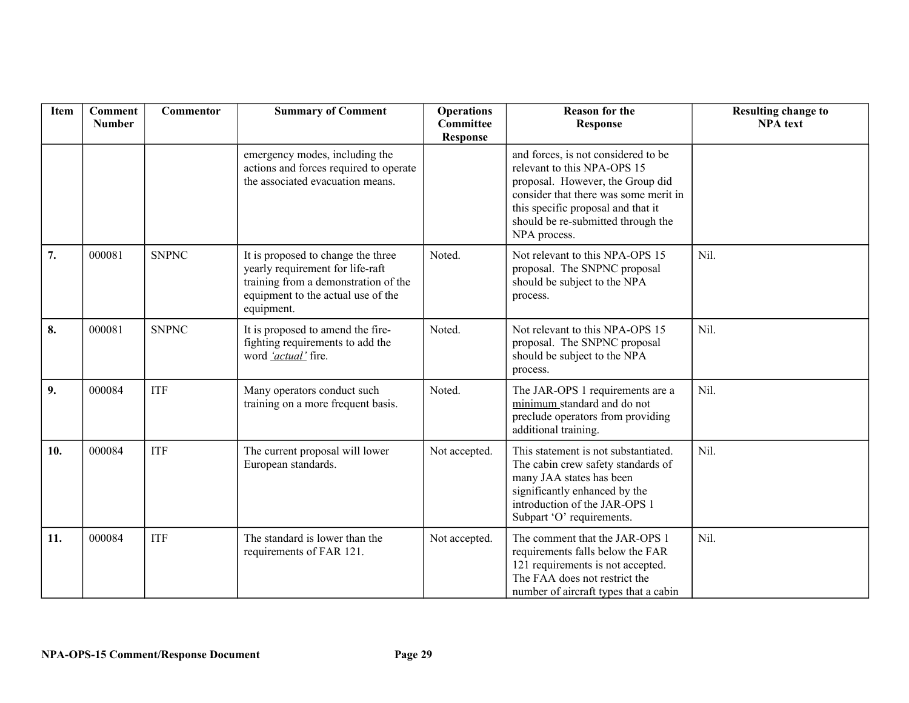| Item | Comment Number | Commentor | Summary of Comment | Operations Committee Response | Reason for the Response | Resulting change to NPA text |
|---|---|---|---|---|---|---|
| | | | emergency modes, including the actions and forces required to operate the associated evacuation means. | | and forces, is not considered to be relevant to this NPA-OPS 15 proposal. However, the Group did consider that there was some merit in this specific proposal and that it should be re-submitted through the NPA process. | |
| **7.** | 000081 | SNPNC | It is proposed to change the three yearly requirement for life-raft training from a demonstration of the equipment to the actual use of the equipment. | Noted. | Not relevant to this NPA-OPS 15 proposal. The SNPNC proposal should be subject to the NPA process. | Nil. |
| **8.** | 000081 | SNPNC | It is proposed to amend the fire-fighting requirements to add the word *'actual'* fire. | Noted. | Not relevant to this NPA-OPS 15 proposal. The SNPNC proposal should be subject to the NPA process. | Nil. |
| **9.** | 000084 | ITF | Many operators conduct such training on a more frequent basis. | Noted. | The JAR-OPS 1 requirements are a minimum standard and do not preclude operators from providing additional training. | Nil. |
| **10.** | 000084 | ITF | The current proposal will lower European standards. | Not accepted. | This statement is not substantiated. The cabin crew safety standards of many JAA states has been significantly enhanced by the introduction of the JAR-OPS 1 Subpart 'O' requirements. | Nil. |
| **11.** | 000084 | ITF | The standard is lower than the requirements of FAR 121. | Not accepted. | The comment that the JAR-OPS 1 requirements falls below the FAR 121 requirements is not accepted. The FAA does not restrict the number of aircraft types that a cabin | Nil. |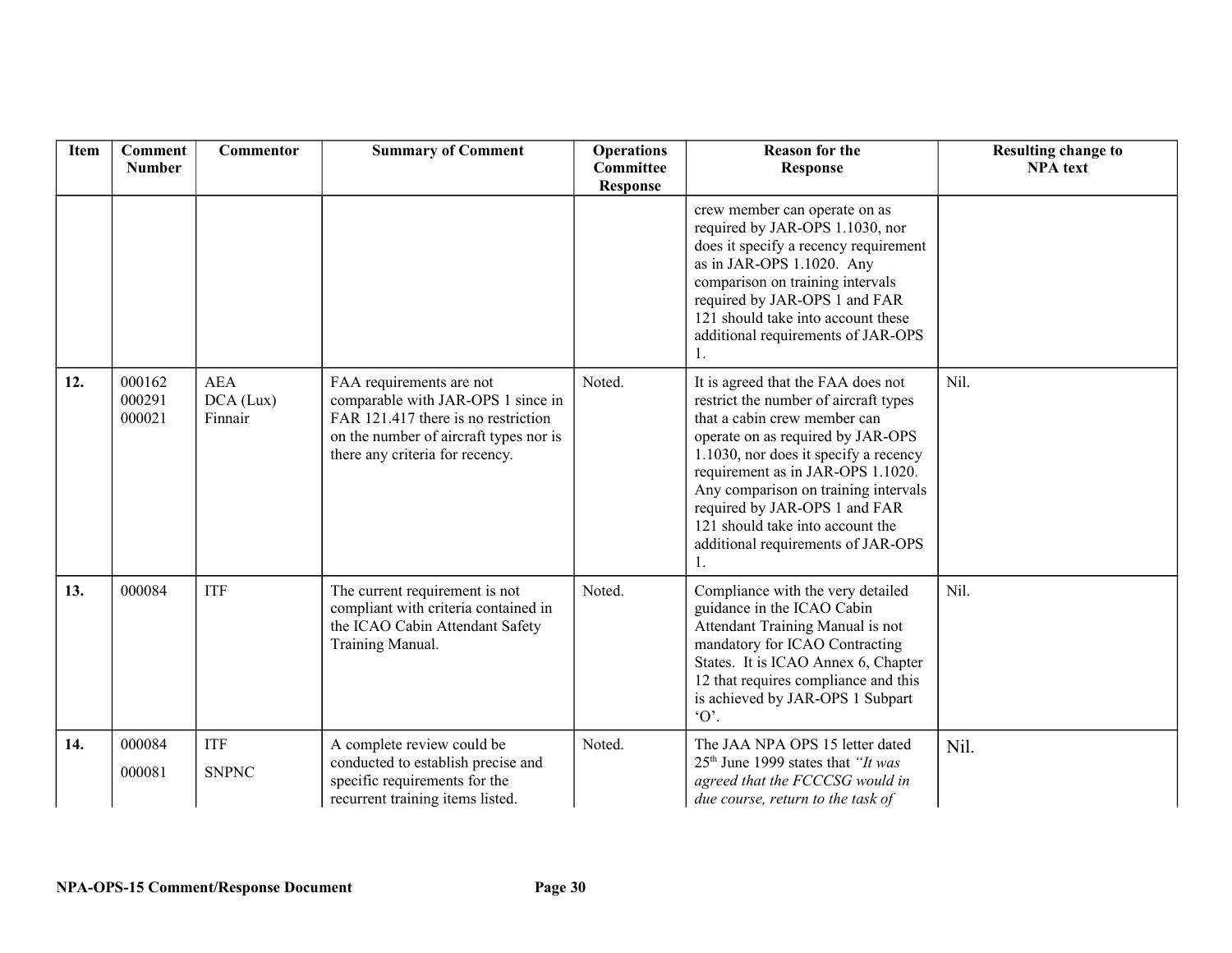| Item | Comment Number | Commentor | Summary of Comment | Operations Committee Response | Reason for the Response | Resulting change to NPA text |
|---|---|---|---|---|---|---|
| | | | | | crew member can operate on as required by JAR-OPS 1.1030, nor does it specify a recency requirement as in JAR-OPS 1.1020. Any comparison on training intervals required by JAR-OPS 1 and FAR 121 should take into account these additional requirements of JAR-OPS 1. | |
| **12.** | 000162<br>000291<br>000021 | AEA<br>DCA (Lux)<br>Finnair | FAA requirements are not comparable with JAR-OPS 1 since in FAR 121.417 there is no restriction on the number of aircraft types nor is there any criteria for recency. | Noted. | It is agreed that the FAA does not restrict the number of aircraft types that a cabin crew member can operate on as required by JAR-OPS 1.1030, nor does it specify a recency requirement as in JAR-OPS 1.1020. Any comparison on training intervals required by JAR-OPS 1 and FAR 121 should take into account the additional requirements of JAR-OPS 1. | Nil. |
| **13.** | 000084 | ITF | The current requirement is not compliant with criteria contained in the ICAO Cabin Attendant Safety Training Manual. | Noted. | Compliance with the very detailed guidance in the ICAO Cabin Attendant Training Manual is not mandatory for ICAO Contracting States. It is ICAO Annex 6, Chapter 12 that requires compliance and this is achieved by JAR-OPS 1 Subpart 'O'. | Nil. |
| **14.** | 000084<br>000081 | ITF<br>SNPNC | A complete review could be conducted to establish precise and specific requirements for the recurrent training items listed. | Noted. | The JAA NPA OPS 15 letter dated 25th June 1999 states that *"It was agreed that the FCCCSG would in due course, return to the task of* | Nil. |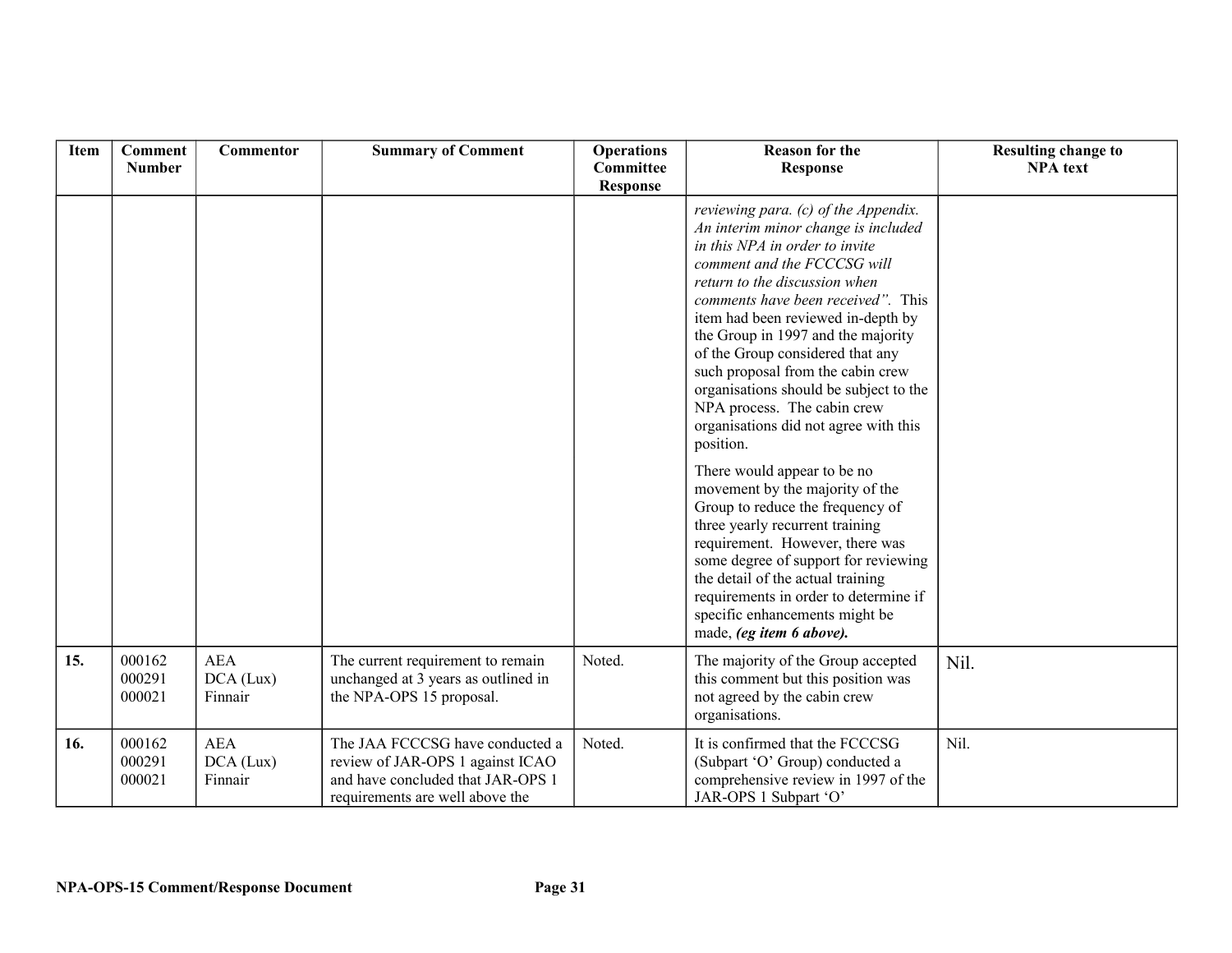| Item | Comment Number | Commentor | Summary of Comment | Operations Committee Response | Reason for the Response | Resulting change to NPA text |
|---|---|---|---|---|---|---|
| | | | | | *reviewing para. (c) of the Appendix. An interim minor change is included in this NPA in order to invite comment and the FCCCSG will return to the discussion when comments have been received".* This item had been reviewed in-depth by the Group in 1997 and the majority of the Group considered that any such proposal from the cabin crew organisations should be subject to the NPA process. The cabin crew organisations did not agree with this position.<br><br>There would appear to be no movement by the majority of the Group to reduce the frequency of three yearly recurrent training requirement. However, there was some degree of support for reviewing the detail of the actual training requirements in order to determine if specific enhancements might be made, ***(eg item 6 above).*** | |
| **15.** | 000162<br>000291<br>000021 | AEA<br>DCA (Lux)<br>Finnair | The current requirement to remain unchanged at 3 years as outlined in the NPA-OPS 15 proposal. | Noted. | The majority of the Group accepted this comment but this position was not agreed by the cabin crew organisations. | Nil. |
| **16.** | 000162<br>000291<br>000021 | AEA<br>DCA (Lux)<br>Finnair | The JAA FCCCSG have conducted a review of JAR-OPS 1 against ICAO and have concluded that JAR-OPS 1 requirements are well above the | Noted. | It is confirmed that the FCCCSG (Subpart 'O' Group) conducted a comprehensive review in 1997 of the JAR-OPS 1 Subpart 'O' | Nil. |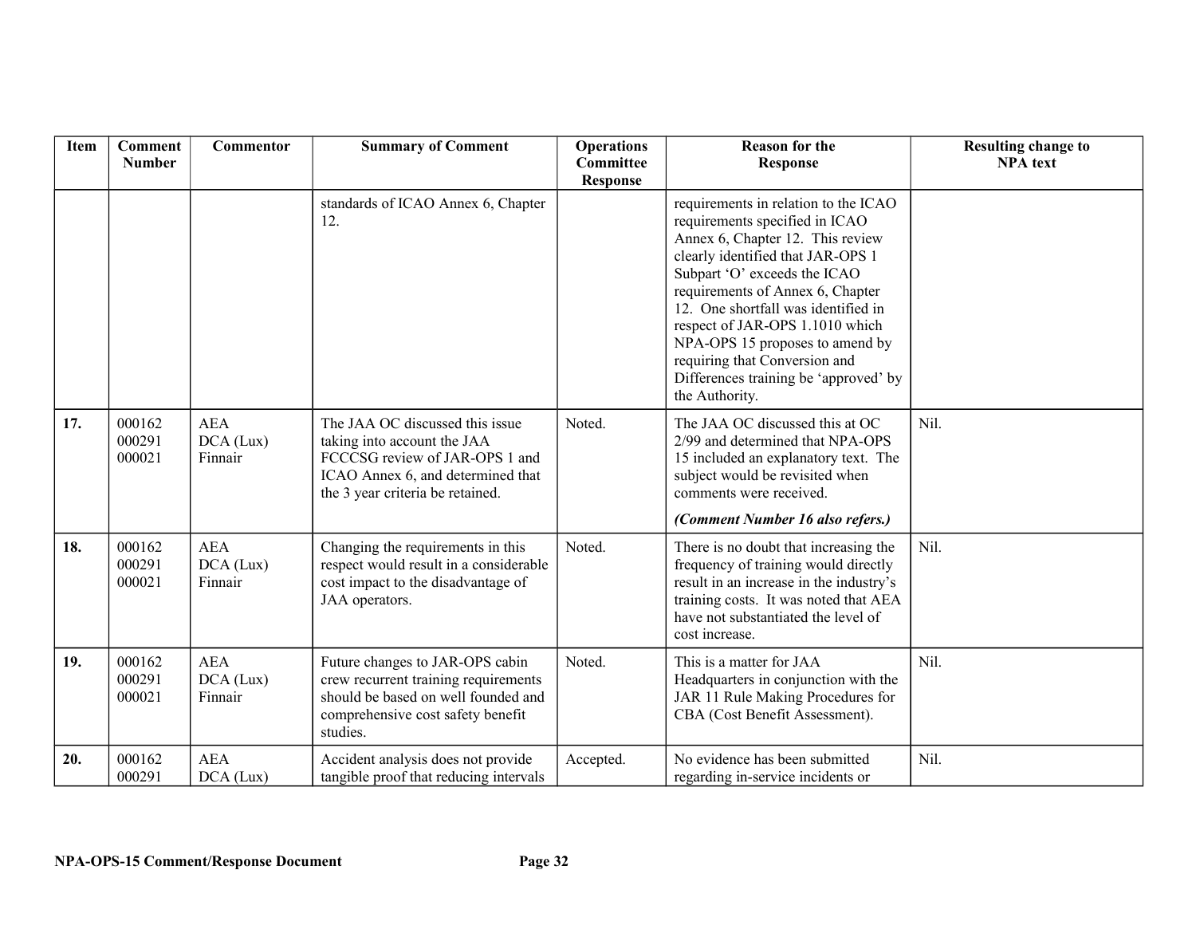| Item | Comment Number | Commentor | Summary of Comment | Operations Committee Response | Reason for the Response | Resulting change to NPA text |
|---|---|---|---|---|---|---|
| | | | standards of ICAO Annex 6, Chapter 12. | | requirements in relation to the ICAO requirements specified in ICAO Annex 6, Chapter 12. This review clearly identified that JAR-OPS 1 Subpart 'O' exceeds the ICAO requirements of Annex 6, Chapter 12. One shortfall was identified in respect of JAR-OPS 1.1010 which NPA-OPS 15 proposes to amend by requiring that Conversion and Differences training be 'approved' by the Authority. | |
| **17.** | 000162<br>000291<br>000021 | AEA<br>DCA (Lux)<br>Finnair | The JAA OC discussed this issue taking into account the JAA FCCCSG review of JAR-OPS 1 and ICAO Annex 6, and determined that the 3 year criteria be retained. | Noted. | The JAA OC discussed this at OC 2/99 and determined that NPA-OPS 15 included an explanatory text. The subject would be revisited when comments were received.<br>***(Comment Number 16 also refers.)*** | Nil. |
| **18.** | 000162<br>000291<br>000021 | AEA<br>DCA (Lux)<br>Finnair | Changing the requirements in this respect would result in a considerable cost impact to the disadvantage of JAA operators. | Noted. | There is no doubt that increasing the frequency of training would directly result in an increase in the industry's training costs. It was noted that AEA have not substantiated the level of cost increase. | Nil. |
| **19.** | 000162<br>000291<br>000021 | AEA<br>DCA (Lux)<br>Finnair | Future changes to JAR-OPS cabin crew recurrent training requirements should be based on well founded and comprehensive cost safety benefit studies. | Noted. | This is a matter for JAA Headquarters in conjunction with the JAR 11 Rule Making Procedures for CBA (Cost Benefit Assessment). | Nil. |
| **20.** | 000162<br>000291 | AEA<br>DCA (Lux) | Accident analysis does not provide tangible proof that reducing intervals | Accepted. | No evidence has been submitted regarding in-service incidents or | Nil. |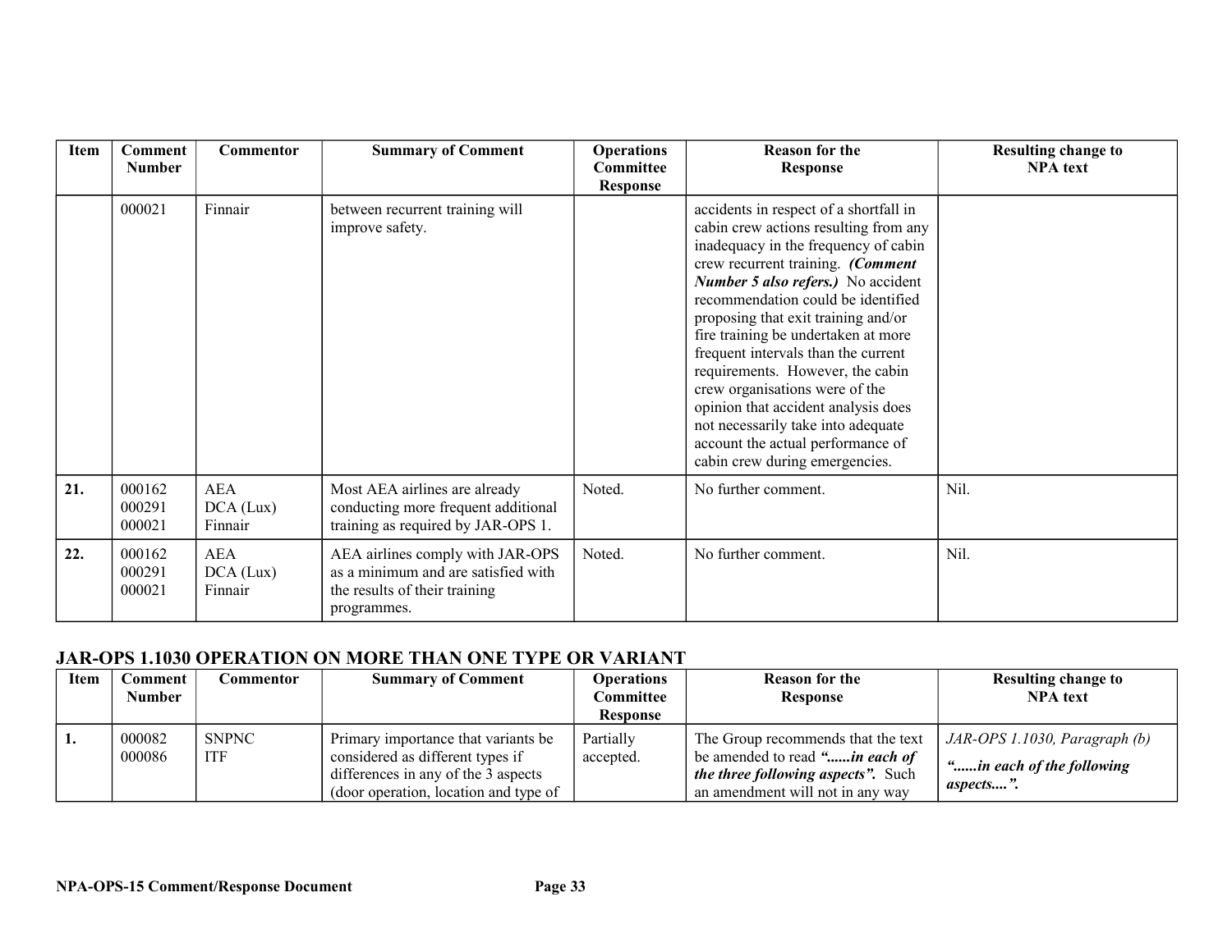| Item | Comment Number | Commentor | Summary of Comment | Operations Committee Response | Reason for the Response | Resulting change to NPA text |
|---|---|---|---|---|---|---|
| | 000021 | Finnair | between recurrent training will improve safety. | | accidents in respect of a shortfall in cabin crew actions resulting from any inadequacy in the frequency of cabin crew recurrent training. ***(Comment Number 5 also refers.)*** No accident recommendation could be identified proposing that exit training and/or fire training be undertaken at more frequent intervals than the current requirements. However, the cabin crew organisations were of the opinion that accident analysis does not necessarily take into adequate account the actual performance of cabin crew during emergencies. | |
| **21.** | 000162<br>000291<br>000021 | AEA<br>DCA (Lux)<br>Finnair | Most AEA airlines are already conducting more frequent additional training as required by JAR-OPS 1. | Noted. | No further comment. | Nil. |
| **22.** | 000162<br>000291<br>000021 | AEA<br>DCA (Lux)<br>Finnair | AEA airlines comply with JAR-OPS as a minimum and are satisfied with the results of their training programmes. | Noted. | No further comment. | Nil. |

## JAR-OPS 1.1030 OPERATION ON MORE THAN ONE TYPE OR VARIANT

| Item | Comment Number | Commentor | Summary of Comment | Operations Committee Response | Reason for the Response | Resulting change to NPA text |
|---|---|---|---|---|---|---|
| **1.** | 000082<br>000086 | SNPNC<br>ITF | Primary importance that variants be considered as different types if differences in any of the 3 aspects (door operation, location and type of | Partially accepted. | The Group recommends that the text be amended to read ***"......in each of the three following aspects".*** Such an amendment will not in any way | *JAR-OPS 1.1030, Paragraph (b)*<br>***"......in each of the following aspects....".*** |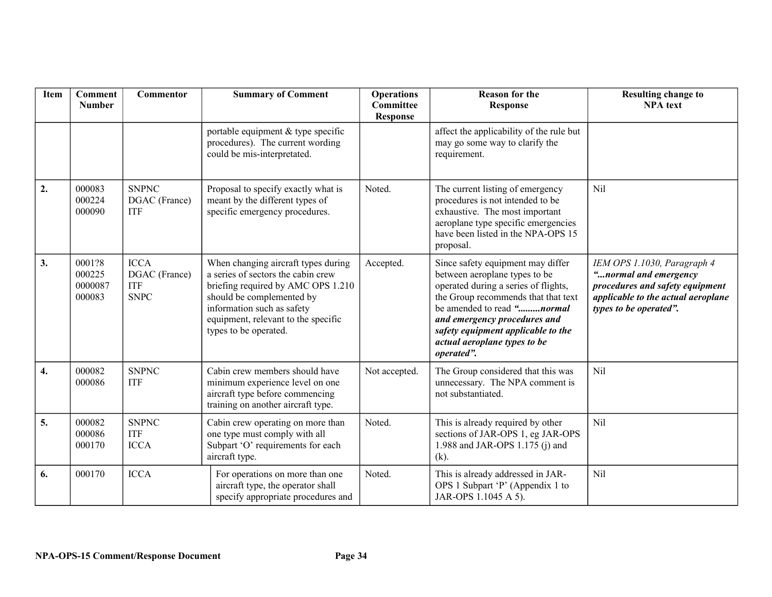| Item | Comment Number | Commentor | Summary of Comment | Operations Committee Response | Reason for the Response | Resulting change to NPA text |
|---|---|---|---|---|---|---|
| | | | portable equipment & type specific procedures). The current wording could be mis-interpretated. | | affect the applicability of the rule but may go some way to clarify the requirement. | |
| **2.** | 000083<br>000224<br>000090 | SNPNC<br>DGAC (France)<br>ITF | Proposal to specify exactly what is meant by the different types of specific emergency procedures. | Noted. | The current listing of emergency procedures is not intended to be exhaustive. The most important aeroplane type specific emergencies have been listed in the NPA-OPS 15 proposal. | Nil |
| **3.** | 0001?8<br>000225<br>0000087<br>000083 | ICCA<br>DGAC (France)<br>ITF<br>SNPC | When changing aircraft types during a series of sectors the cabin crew briefing required by AMC OPS 1.210 should be complemented by information such as safety equipment, relevant to the specific types to be operated. | Accepted. | Since safety equipment may differ between aeroplane types to be operated during a series of flights, the Group recommends that that text be amended to read ***".........normal and emergency procedures and safety equipment applicable to the actual aeroplane types to be operated".*** | *IEM OPS 1.1030, Paragraph 4* ***"...normal and emergency procedures and safety equipment applicable to the actual aeroplane types to be operated".*** |
| **4.** | 000082<br>000086 | SNPNC<br>ITF | Cabin crew members should have minimum experience level on one aircraft type before commencing training on another aircraft type. | Not accepted. | The Group considered that this was unnecessary. The NPA comment is not substantiated. | Nil |
| **5.** | 000082<br>000086<br>000170 | SNPNC<br>ITF<br>ICCA | Cabin crew operating on more than one type must comply with all Subpart 'O' requirements for each aircraft type. | Noted. | This is already required by other sections of JAR-OPS 1, eg JAR-OPS 1.988 and JAR-OPS 1.175 (j) and (k). | Nil |
| **6.** | 000170 | ICCA | For operations on more than one aircraft type, the operator shall specify appropriate procedures and | Noted. | This is already addressed in JAR-OPS 1 Subpart 'P' (Appendix 1 to JAR-OPS 1.1045 A 5). | Nil |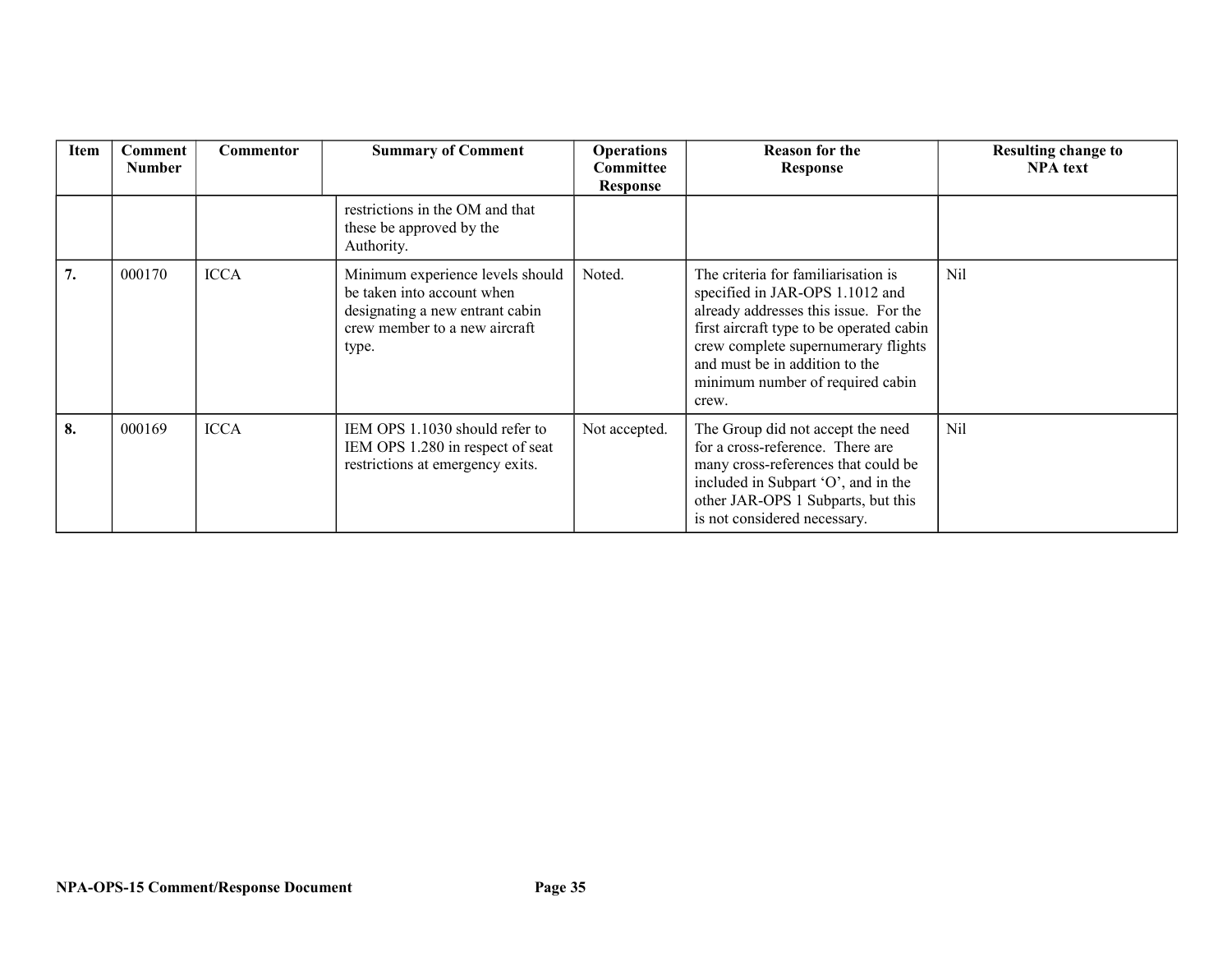| Item | Comment Number | Commentor | Summary of Comment | Operations Committee Response | Reason for the Response | Resulting change to NPA text |
|---|---|---|---|---|---|---|
| | | | restrictions in the OM and that these be approved by the Authority. | | | |
| **7.** | 000170 | ICCA | Minimum experience levels should be taken into account when designating a new entrant cabin crew member to a new aircraft type. | Noted. | The criteria for familiarisation is specified in JAR-OPS 1.1012 and already addresses this issue. For the first aircraft type to be operated cabin crew complete supernumerary flights and must be in addition to the minimum number of required cabin crew. | Nil |
| **8.** | 000169 | ICCA | IEM OPS 1.1030 should refer to IEM OPS 1.280 in respect of seat restrictions at emergency exits. | Not accepted. | The Group did not accept the need for a cross-reference. There are many cross-references that could be included in Subpart 'O', and in the other JAR-OPS 1 Subparts, but this is not considered necessary. | Nil |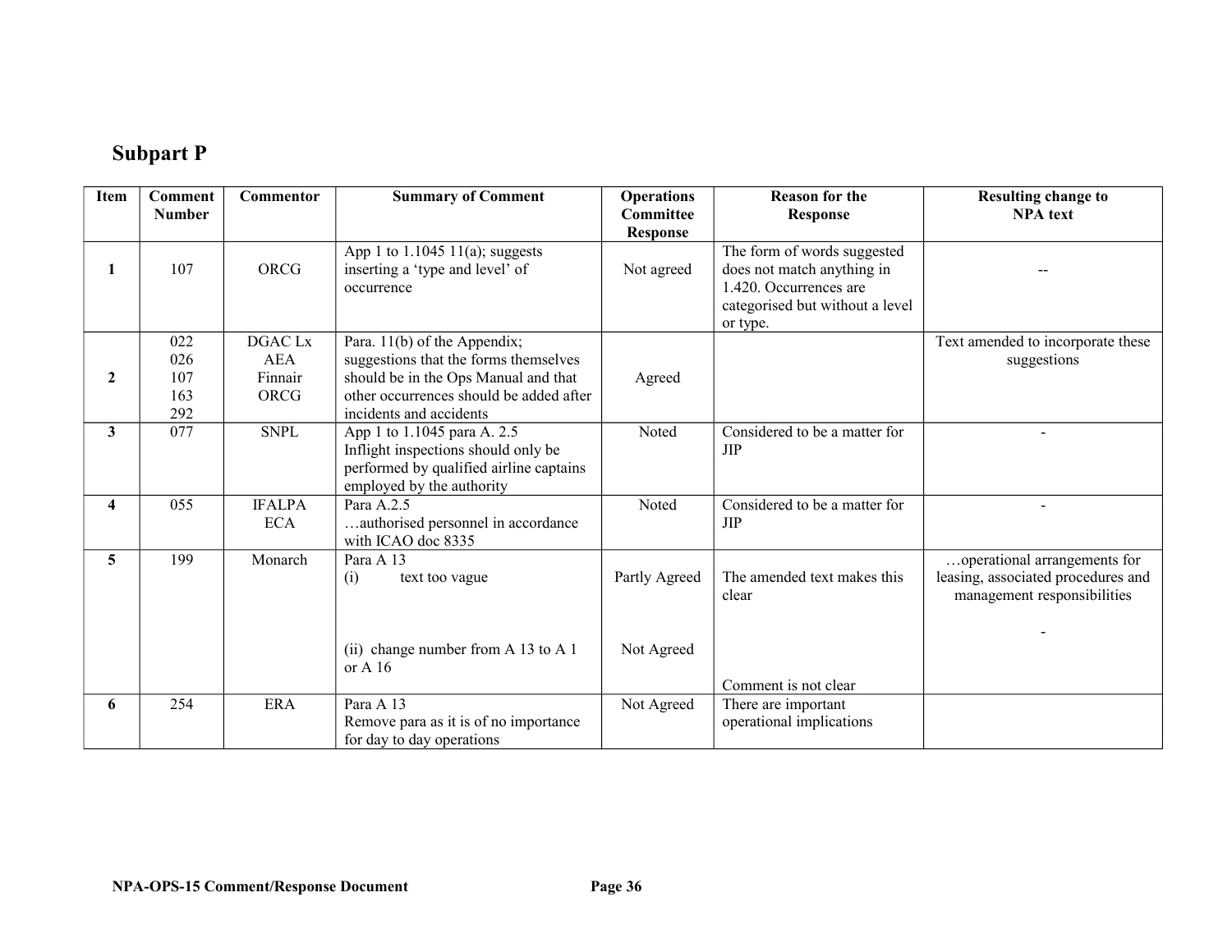## Subpart P

| Item | Comment Number | Commentor | Summary of Comment | Operations Committee Response | Reason for the Response | Resulting change to NPA text |
|---|---|---|---|---|---|---|
| 1 | 107 | ORCG | App 1 to 1.1045 11(a); suggests inserting a 'type and level' of occurrence | Not agreed | The form of words suggested does not match anything in 1.420. Occurrences are categorised but without a level or type. | -- |
| 2 | 022<br>026<br>107<br>163<br>292 | DGAC Lx<br>AEA<br>Finnair<br>ORCG | Para. 11(b) of the Appendix; suggestions that the forms themselves should be in the Ops Manual and that other occurrences should be added after incidents and accidents | Agreed | | Text amended to incorporate these suggestions |
| 3 | 077 | SNPL | App 1 to 1.1045 para A. 2.5<br>Inflight inspections should only be performed by qualified airline captains employed by the authority | Noted | Considered to be a matter for JIP | - |
| 4 | 055 | IFALPA<br>ECA | Para A.2.5<br>…authorised personnel in accordance with ICAO doc 8335 | Noted | Considered to be a matter for JIP | - |
| 5 | 199 | Monarch | Para A 13<br>(i) text too vague<br><br>(ii) change number from A 13 to A 1 or A 16 | Partly Agreed<br><br>Not Agreed | The amended text makes this clear<br><br>Comment is not clear | …operational arrangements for leasing, associated procedures and management responsibilities<br><br>- |
| 6 | 254 | ERA | Para A 13<br>Remove para as it is of no importance for day to day operations | Not Agreed | There are important operational implications | |

NPA-OPS-15 Comment/Response Document